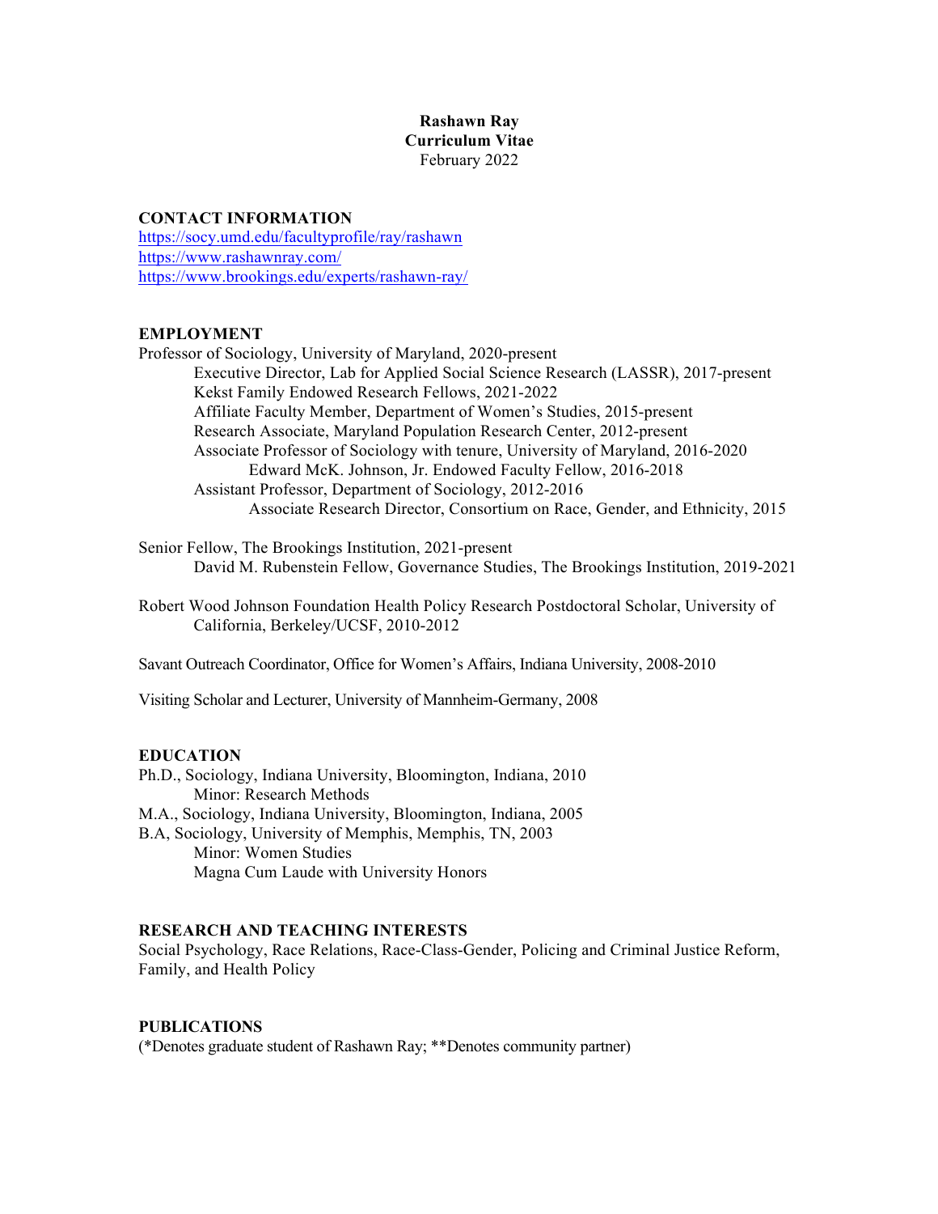# Rashawn Ray
## Curriculum Vitae
February 2022

## CONTACT INFORMATION

https://socy.umd.edu/facultyprofile/ray/rashawn
https://www.rashawnray.com/
https://www.brookings.edu/experts/rashawn-ray/

## EMPLOYMENT

Professor of Sociology, University of Maryland, 2020-present
- Executive Director, Lab for Applied Social Science Research (LASSR), 2017-present
- Kekst Family Endowed Research Fellows, 2021-2022
- Affiliate Faculty Member, Department of Women's Studies, 2015-present
- Research Associate, Maryland Population Research Center, 2012-present
- Associate Professor of Sociology with tenure, University of Maryland, 2016-2020
  - Edward McK. Johnson, Jr. Endowed Faculty Fellow, 2016-2018
- Assistant Professor, Department of Sociology, 2012-2016
  - Associate Research Director, Consortium on Race, Gender, and Ethnicity, 2015

Senior Fellow, The Brookings Institution, 2021-present
- David M. Rubenstein Fellow, Governance Studies, The Brookings Institution, 2019-2021

Robert Wood Johnson Foundation Health Policy Research Postdoctoral Scholar, University of California, Berkeley/UCSF, 2010-2012

Savant Outreach Coordinator, Office for Women's Affairs, Indiana University, 2008-2010

Visiting Scholar and Lecturer, University of Mannheim-Germany, 2008

## EDUCATION

Ph.D., Sociology, Indiana University, Bloomington, Indiana, 2010
- Minor: Research Methods

M.A., Sociology, Indiana University, Bloomington, Indiana, 2005

B.A, Sociology, University of Memphis, Memphis, TN, 2003
- Minor: Women Studies
- Magna Cum Laude with University Honors

## RESEARCH AND TEACHING INTERESTS

Social Psychology, Race Relations, Race-Class-Gender, Policing and Criminal Justice Reform, Family, and Health Policy

## PUBLICATIONS

(*Denotes graduate student of Rashawn Ray; **Denotes community partner)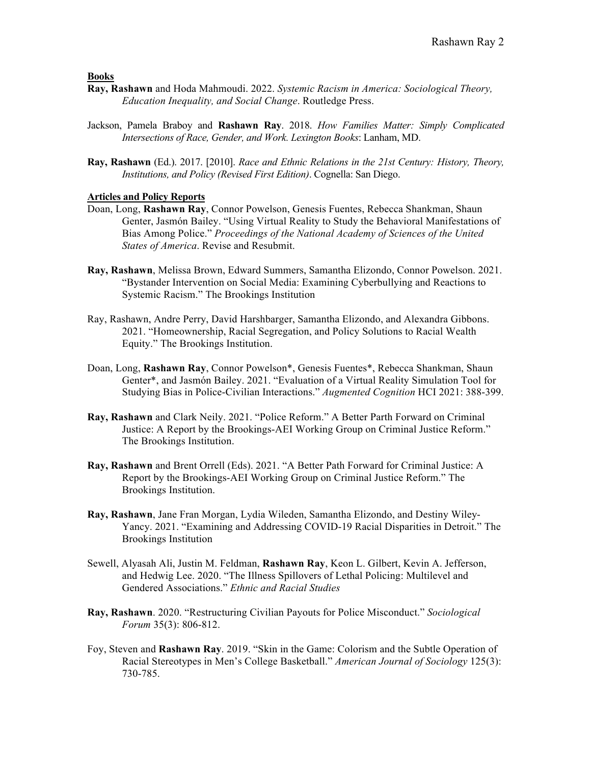**Books**

**Ray, Rashawn** and Hoda Mahmoudi. 2022. *Systemic Racism in America: Sociological Theory, Education Inequality, and Social Change*. Routledge Press.

Jackson, Pamela Braboy and **Rashawn Ray**. 2018. *How Families Matter: Simply Complicated Intersections of Race, Gender, and Work. Lexington Books*: Lanham, MD.

**Ray, Rashawn** (Ed.). 2017. [2010]. *Race and Ethnic Relations in the 21st Century: History, Theory, Institutions, and Policy (Revised First Edition)*. Cognella: San Diego.

**Articles and Policy Reports**

Doan, Long, **Rashawn Ray**, Connor Powelson, Genesis Fuentes, Rebecca Shankman, Shaun Genter, Jasmón Bailey. "Using Virtual Reality to Study the Behavioral Manifestations of Bias Among Police." *Proceedings of the National Academy of Sciences of the United States of America*. Revise and Resubmit.

**Ray, Rashawn**, Melissa Brown, Edward Summers, Samantha Elizondo, Connor Powelson. 2021. "Bystander Intervention on Social Media: Examining Cyberbullying and Reactions to Systemic Racism." The Brookings Institution

Ray, Rashawn, Andre Perry, David Harshbarger, Samantha Elizondo, and Alexandra Gibbons. 2021. "Homeownership, Racial Segregation, and Policy Solutions to Racial Wealth Equity." The Brookings Institution.

Doan, Long, **Rashawn Ray**, Connor Powelson*, Genesis Fuentes*, Rebecca Shankman, Shaun Genter*, and Jasmón Bailey. 2021. "Evaluation of a Virtual Reality Simulation Tool for Studying Bias in Police-Civilian Interactions." *Augmented Cognition* HCI 2021: 388-399.

**Ray, Rashawn** and Clark Neily. 2021. "Police Reform." A Better Parth Forward on Criminal Justice: A Report by the Brookings-AEI Working Group on Criminal Justice Reform." The Brookings Institution.

**Ray, Rashawn** and Brent Orrell (Eds). 2021. "A Better Path Forward for Criminal Justice: A Report by the Brookings-AEI Working Group on Criminal Justice Reform." The Brookings Institution.

**Ray, Rashawn**, Jane Fran Morgan, Lydia Wileden, Samantha Elizondo, and Destiny Wiley-Yancy. 2021. "Examining and Addressing COVID-19 Racial Disparities in Detroit." The Brookings Institution

Sewell, Alyasah Ali, Justin M. Feldman, **Rashawn Ray**, Keon L. Gilbert, Kevin A. Jefferson, and Hedwig Lee. 2020. "The Illness Spillovers of Lethal Policing: Multilevel and Gendered Associations." *Ethnic and Racial Studies*

**Ray, Rashawn**. 2020. "Restructuring Civilian Payouts for Police Misconduct." *Sociological Forum* 35(3): 806-812.

Foy, Steven and **Rashawn Ray**. 2019. "Skin in the Game: Colorism and the Subtle Operation of Racial Stereotypes in Men's College Basketball." *American Journal of Sociology* 125(3): 730-785.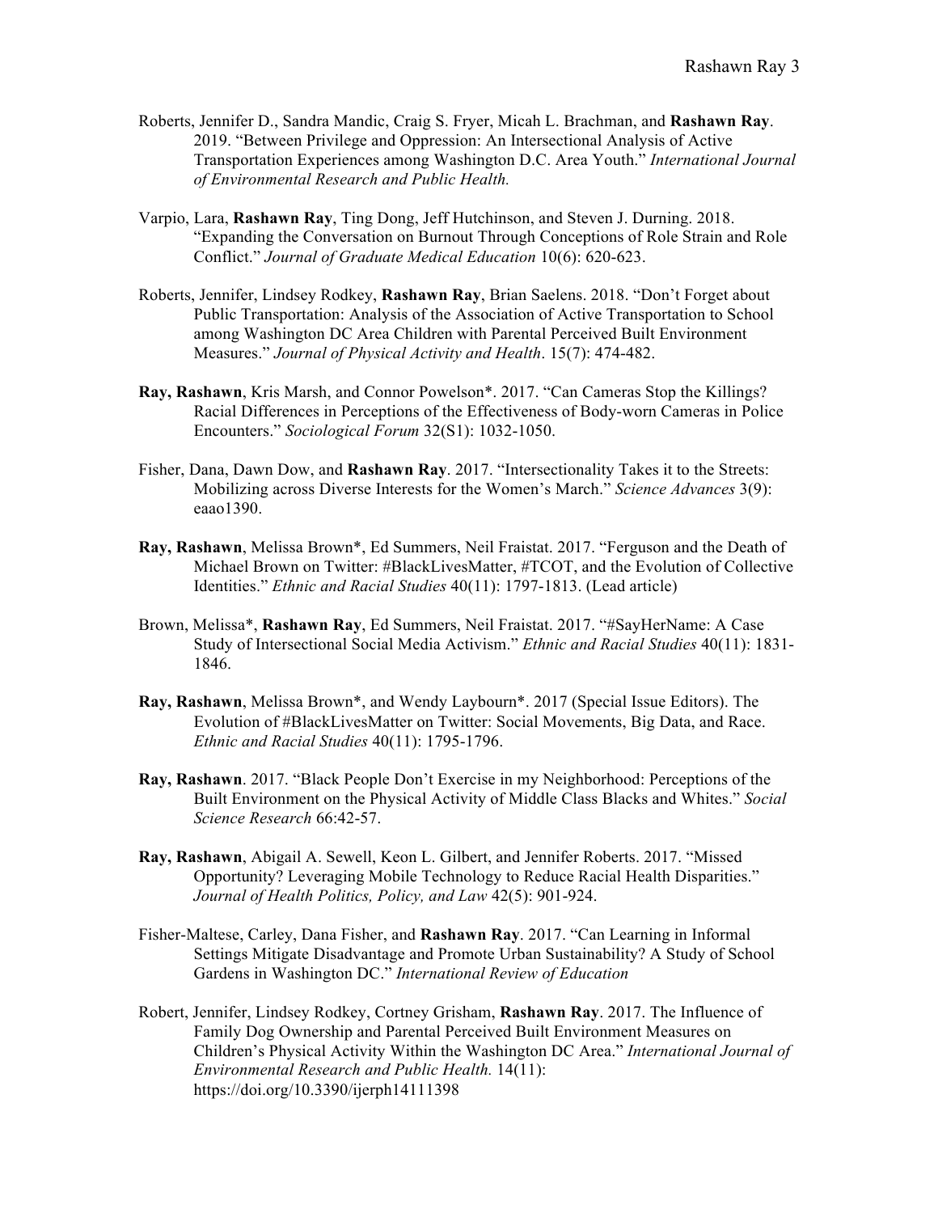Roberts, Jennifer D., Sandra Mandic, Craig S. Fryer, Micah L. Brachman, and **Rashawn Ray**. 2019. "Between Privilege and Oppression: An Intersectional Analysis of Active Transportation Experiences among Washington D.C. Area Youth." *International Journal of Environmental Research and Public Health.*

Varpio, Lara, **Rashawn Ray**, Ting Dong, Jeff Hutchinson, and Steven J. Durning. 2018. "Expanding the Conversation on Burnout Through Conceptions of Role Strain and Role Conflict." *Journal of Graduate Medical Education* 10(6): 620-623.

Roberts, Jennifer, Lindsey Rodkey, **Rashawn Ray**, Brian Saelens. 2018. "Don't Forget about Public Transportation: Analysis of the Association of Active Transportation to School among Washington DC Area Children with Parental Perceived Built Environment Measures." *Journal of Physical Activity and Health*. 15(7): 474-482.

**Ray, Rashawn**, Kris Marsh, and Connor Powelson*. 2017. "Can Cameras Stop the Killings? Racial Differences in Perceptions of the Effectiveness of Body-worn Cameras in Police Encounters." *Sociological Forum* 32(S1): 1032-1050.

Fisher, Dana, Dawn Dow, and **Rashawn Ray**. 2017. "Intersectionality Takes it to the Streets: Mobilizing across Diverse Interests for the Women's March." *Science Advances* 3(9): eaao1390.

**Ray, Rashawn**, Melissa Brown*, Ed Summers, Neil Fraistat. 2017. "Ferguson and the Death of Michael Brown on Twitter: #BlackLivesMatter, #TCOT, and the Evolution of Collective Identities." *Ethnic and Racial Studies* 40(11): 1797-1813. (Lead article)

Brown, Melissa*, **Rashawn Ray**, Ed Summers, Neil Fraistat. 2017. "#SayHerName: A Case Study of Intersectional Social Media Activism." *Ethnic and Racial Studies* 40(11): 1831-1846.

**Ray, Rashawn**, Melissa Brown*, and Wendy Laybourn*. 2017 (Special Issue Editors). The Evolution of #BlackLivesMatter on Twitter: Social Movements, Big Data, and Race. *Ethnic and Racial Studies* 40(11): 1795-1796.

**Ray, Rashawn**. 2017. "Black People Don't Exercise in my Neighborhood: Perceptions of the Built Environment on the Physical Activity of Middle Class Blacks and Whites." *Social Science Research* 66:42-57.

**Ray, Rashawn**, Abigail A. Sewell, Keon L. Gilbert, and Jennifer Roberts. 2017. "Missed Opportunity? Leveraging Mobile Technology to Reduce Racial Health Disparities." *Journal of Health Politics, Policy, and Law* 42(5): 901-924.

Fisher-Maltese, Carley, Dana Fisher, and **Rashawn Ray**. 2017. "Can Learning in Informal Settings Mitigate Disadvantage and Promote Urban Sustainability? A Study of School Gardens in Washington DC." *International Review of Education*

Robert, Jennifer, Lindsey Rodkey, Cortney Grisham, **Rashawn Ray**. 2017. The Influence of Family Dog Ownership and Parental Perceived Built Environment Measures on Children's Physical Activity Within the Washington DC Area." *International Journal of Environmental Research and Public Health.* 14(11): https://doi.org/10.3390/ijerph14111398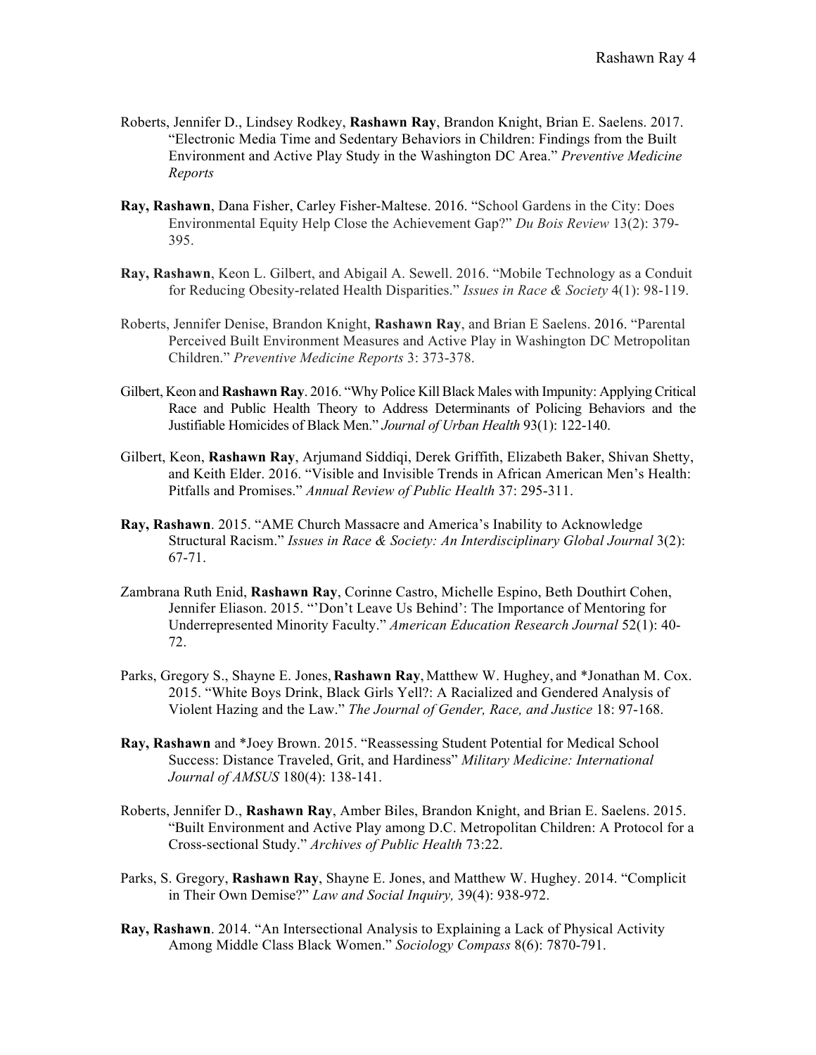Roberts, Jennifer D., Lindsey Rodkey, **Rashawn Ray**, Brandon Knight, Brian E. Saelens. 2017. "Electronic Media Time and Sedentary Behaviors in Children: Findings from the Built Environment and Active Play Study in the Washington DC Area." *Preventive Medicine Reports*

**Ray, Rashawn**, Dana Fisher, Carley Fisher-Maltese. 2016. "School Gardens in the City: Does Environmental Equity Help Close the Achievement Gap?" *Du Bois Review* 13(2): 379-395.

**Ray, Rashawn**, Keon L. Gilbert, and Abigail A. Sewell. 2016. "Mobile Technology as a Conduit for Reducing Obesity-related Health Disparities." *Issues in Race & Society* 4(1): 98-119.

Roberts, Jennifer Denise, Brandon Knight, **Rashawn Ray**, and Brian E Saelens. 2016. "Parental Perceived Built Environment Measures and Active Play in Washington DC Metropolitan Children." *Preventive Medicine Reports* 3: 373-378.

Gilbert, Keon and **Rashawn Ray**. 2016. "Why Police Kill Black Males with Impunity: Applying Critical Race and Public Health Theory to Address Determinants of Policing Behaviors and the Justifiable Homicides of Black Men." *Journal of Urban Health* 93(1): 122-140.

Gilbert, Keon, **Rashawn Ray**, Arjumand Siddiqi, Derek Griffith, Elizabeth Baker, Shivan Shetty, and Keith Elder. 2016. "Visible and Invisible Trends in African American Men's Health: Pitfalls and Promises." *Annual Review of Public Health* 37: 295-311.

**Ray, Rashawn**. 2015. "AME Church Massacre and America's Inability to Acknowledge Structural Racism." *Issues in Race & Society: An Interdisciplinary Global Journal* 3(2): 67-71.

Zambrana Ruth Enid, **Rashawn Ray**, Corinne Castro, Michelle Espino, Beth Douthirt Cohen, Jennifer Eliason. 2015. "'Don't Leave Us Behind': The Importance of Mentoring for Underrepresented Minority Faculty." *American Education Research Journal* 52(1): 40-72.

Parks, Gregory S., Shayne E. Jones, **Rashawn Ray**, Matthew W. Hughey, and *Jonathan M. Cox. 2015. "White Boys Drink, Black Girls Yell?: A Racialized and Gendered Analysis of Violent Hazing and the Law." *The Journal of Gender, Race, and Justice* 18: 97-168.

**Ray, Rashawn** and *Joey Brown. 2015. "Reassessing Student Potential for Medical School Success: Distance Traveled, Grit, and Hardiness" *Military Medicine: International Journal of AMSUS* 180(4): 138-141.

Roberts, Jennifer D., **Rashawn Ray**, Amber Biles, Brandon Knight, and Brian E. Saelens. 2015. "Built Environment and Active Play among D.C. Metropolitan Children: A Protocol for a Cross-sectional Study." *Archives of Public Health* 73:22.

Parks, S. Gregory, **Rashawn Ray**, Shayne E. Jones, and Matthew W. Hughey. 2014. "Complicit in Their Own Demise?" *Law and Social Inquiry,* 39(4): 938-972.

**Ray, Rashawn**. 2014. "An Intersectional Analysis to Explaining a Lack of Physical Activity Among Middle Class Black Women." *Sociology Compass* 8(6): 7870-791.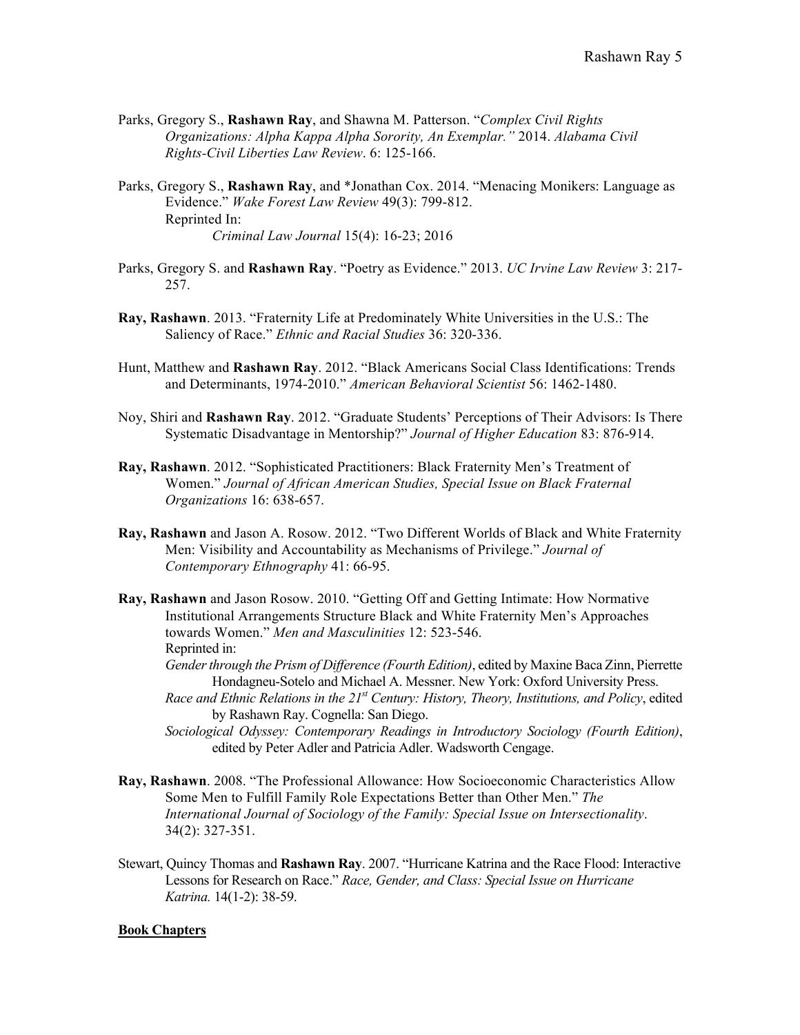Parks, Gregory S., **Rashawn Ray**, and Shawna M. Patterson. "*Complex Civil Rights Organizations: Alpha Kappa Alpha Sorority, An Exemplar."* 2014. *Alabama Civil Rights-Civil Liberties Law Review*. 6: 125-166.

Parks, Gregory S., **Rashawn Ray**, and *Jonathan Cox. 2014. "Menacing Monikers: Language as Evidence." *Wake Forest Law Review* 49(3): 799-812.
Reprinted In:
*Criminal Law Journal* 15(4): 16-23; 2016

Parks, Gregory S. and **Rashawn Ray**. "Poetry as Evidence." 2013. *UC Irvine Law Review* 3: 217-257.

**Ray, Rashawn**. 2013. "Fraternity Life at Predominately White Universities in the U.S.: The Saliency of Race." *Ethnic and Racial Studies* 36: 320-336.

Hunt, Matthew and **Rashawn Ray**. 2012. "Black Americans Social Class Identifications: Trends and Determinants, 1974-2010." *American Behavioral Scientist* 56: 1462-1480.

Noy, Shiri and **Rashawn Ray**. 2012. "Graduate Students' Perceptions of Their Advisors: Is There Systematic Disadvantage in Mentorship?" *Journal of Higher Education* 83: 876-914.

**Ray, Rashawn**. 2012. "Sophisticated Practitioners: Black Fraternity Men's Treatment of Women." *Journal of African American Studies, Special Issue on Black Fraternal Organizations* 16: 638-657.

**Ray, Rashawn** and Jason A. Rosow. 2012. "Two Different Worlds of Black and White Fraternity Men: Visibility and Accountability as Mechanisms of Privilege." *Journal of Contemporary Ethnography* 41: 66-95.

**Ray, Rashawn** and Jason Rosow. 2010. "Getting Off and Getting Intimate: How Normative Institutional Arrangements Structure Black and White Fraternity Men's Approaches towards Women." *Men and Masculinities* 12: 523-546.
Reprinted in:
*Gender through the Prism of Difference (Fourth Edition)*, edited by Maxine Baca Zinn, Pierrette Hondagneu-Sotelo and Michael A. Messner. New York: Oxford University Press.
*Race and Ethnic Relations in the 21st Century: History, Theory, Institutions, and Policy*, edited by Rashawn Ray. Cognella: San Diego.
*Sociological Odyssey: Contemporary Readings in Introductory Sociology (Fourth Edition)*, edited by Peter Adler and Patricia Adler. Wadsworth Cengage.

**Ray, Rashawn**. 2008. "The Professional Allowance: How Socioeconomic Characteristics Allow Some Men to Fulfill Family Role Expectations Better than Other Men." *The International Journal of Sociology of the Family: Special Issue on Intersectionality*. 34(2): 327-351.

Stewart, Quincy Thomas and **Rashawn Ray**. 2007. "Hurricane Katrina and the Race Flood: Interactive Lessons for Research on Race." *Race, Gender, and Class: Special Issue on Hurricane Katrina.* 14(1-2): 38-59.

**Book Chapters**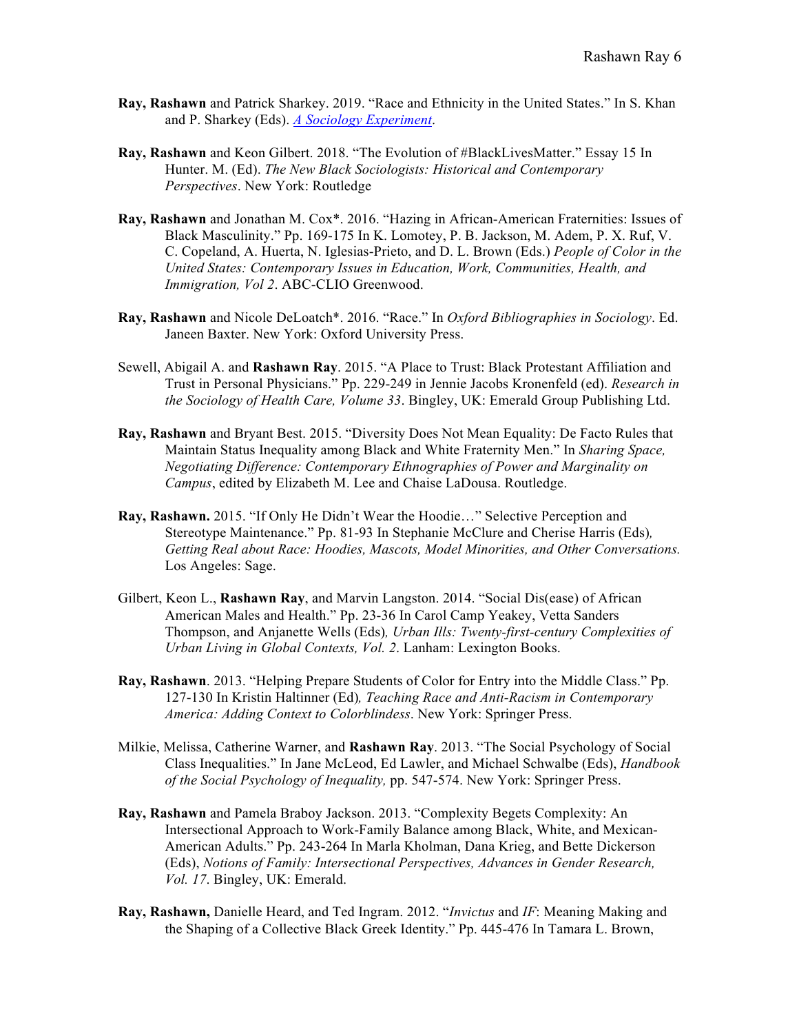**Ray, Rashawn** and Patrick Sharkey. 2019. "Race and Ethnicity in the United States." In S. Khan and P. Sharkey (Eds). *A Sociology Experiment*.

**Ray, Rashawn** and Keon Gilbert. 2018. "The Evolution of #BlackLivesMatter." Essay 15 In Hunter. M. (Ed). *The New Black Sociologists: Historical and Contemporary Perspectives*. New York: Routledge

**Ray, Rashawn** and Jonathan M. Cox*. 2016. "Hazing in African-American Fraternities: Issues of Black Masculinity." Pp. 169-175 In K. Lomotey, P. B. Jackson, M. Adem, P. X. Ruf, V. C. Copeland, A. Huerta, N. Iglesias-Prieto, and D. L. Brown (Eds.) *People of Color in the United States: Contemporary Issues in Education, Work, Communities, Health, and Immigration, Vol 2*. ABC-CLIO Greenwood.

**Ray, Rashawn** and Nicole DeLoatch*. 2016. "Race." In *Oxford Bibliographies in Sociology*. Ed. Janeen Baxter. New York: Oxford University Press.

Sewell, Abigail A. and **Rashawn Ray**. 2015. "A Place to Trust: Black Protestant Affiliation and Trust in Personal Physicians." Pp. 229-249 in Jennie Jacobs Kronenfeld (ed). *Research in the Sociology of Health Care, Volume 33*. Bingley, UK: Emerald Group Publishing Ltd.

**Ray, Rashawn** and Bryant Best. 2015. "Diversity Does Not Mean Equality: De Facto Rules that Maintain Status Inequality among Black and White Fraternity Men." In *Sharing Space, Negotiating Difference: Contemporary Ethnographies of Power and Marginality on Campus*, edited by Elizabeth M. Lee and Chaise LaDousa. Routledge.

**Ray, Rashawn.** 2015. "If Only He Didn't Wear the Hoodie…" Selective Perception and Stereotype Maintenance." Pp. 81-93 In Stephanie McClure and Cherise Harris (Eds), *Getting Real about Race: Hoodies, Mascots, Model Minorities, and Other Conversations.* Los Angeles: Sage.

Gilbert, Keon L., **Rashawn Ray**, and Marvin Langston. 2014. "Social Dis(ease) of African American Males and Health." Pp. 23-36 In Carol Camp Yeakey, Vetta Sanders Thompson, and Anjanette Wells (Eds), *Urban Ills: Twenty-first-century Complexities of Urban Living in Global Contexts, Vol. 2*. Lanham: Lexington Books.

**Ray, Rashawn**. 2013. "Helping Prepare Students of Color for Entry into the Middle Class." Pp. 127-130 In Kristin Haltinner (Ed), *Teaching Race and Anti-Racism in Contemporary America: Adding Context to Colorblindess*. New York: Springer Press.

Milkie, Melissa, Catherine Warner, and **Rashawn Ray**. 2013. "The Social Psychology of Social Class Inequalities." In Jane McLeod, Ed Lawler, and Michael Schwalbe (Eds), *Handbook of the Social Psychology of Inequality,* pp. 547-574. New York: Springer Press.

**Ray, Rashawn** and Pamela Braboy Jackson. 2013. "Complexity Begets Complexity: An Intersectional Approach to Work-Family Balance among Black, White, and Mexican-American Adults." Pp. 243-264 In Marla Kholman, Dana Krieg, and Bette Dickerson (Eds), *Notions of Family: Intersectional Perspectives, Advances in Gender Research, Vol. 17*. Bingley, UK: Emerald.

**Ray, Rashawn,** Danielle Heard, and Ted Ingram. 2012. "*Invictus* and *IF*: Meaning Making and the Shaping of a Collective Black Greek Identity." Pp. 445-476 In Tamara L. Brown,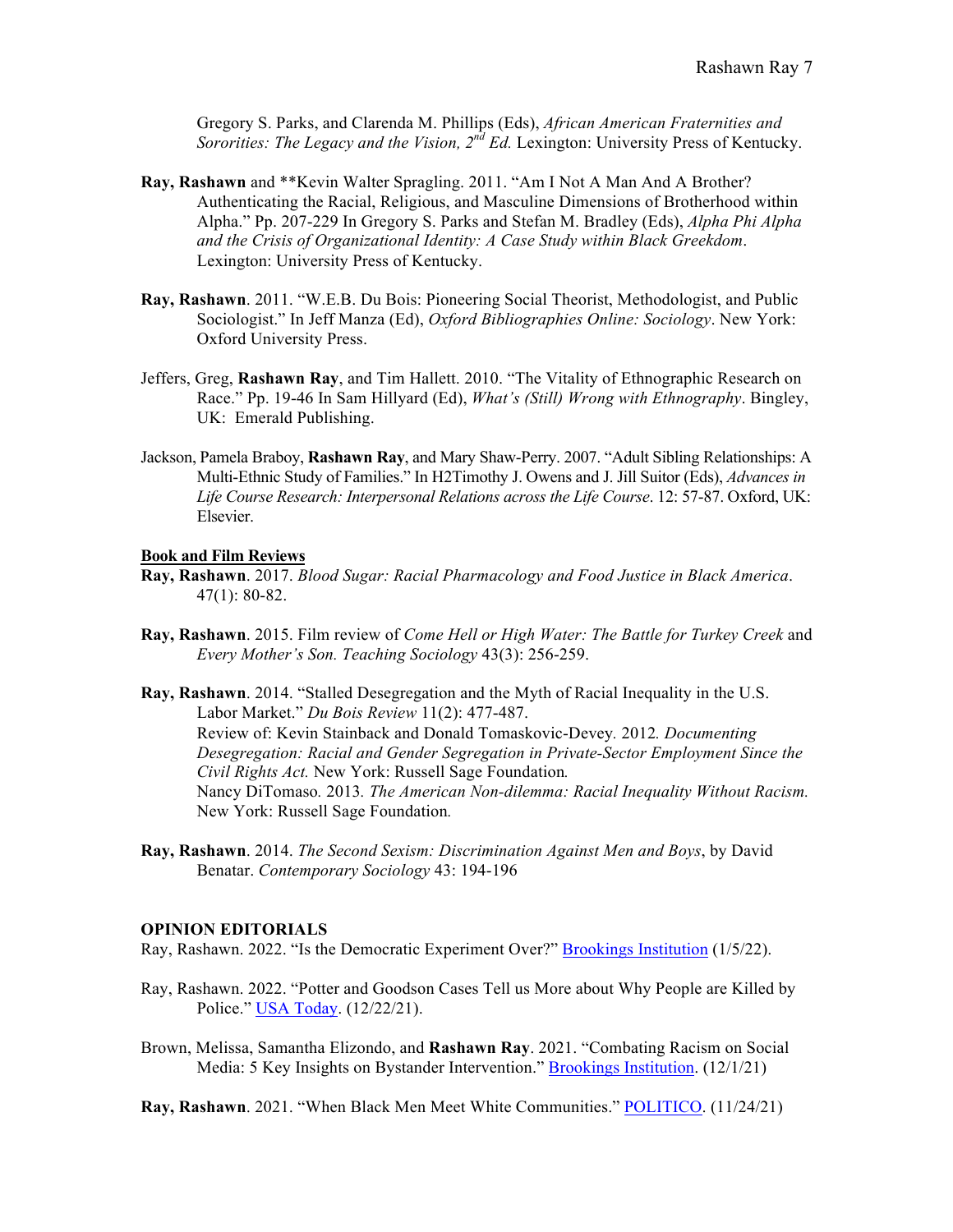Gregory S. Parks, and Clarenda M. Phillips (Eds), *African American Fraternities and Sororities: The Legacy and the Vision, 2nd Ed.* Lexington: University Press of Kentucky.

**Ray, Rashawn** and **Kevin Walter Spragling. 2011. "Am I Not A Man And A Brother? Authenticating the Racial, Religious, and Masculine Dimensions of Brotherhood within Alpha." Pp. 207-229 In Gregory S. Parks and Stefan M. Bradley (Eds), *Alpha Phi Alpha and the Crisis of Organizational Identity: A Case Study within Black Greekdom*. Lexington: University Press of Kentucky.

**Ray, Rashawn**. 2011. "W.E.B. Du Bois: Pioneering Social Theorist, Methodologist, and Public Sociologist." In Jeff Manza (Ed), *Oxford Bibliographies Online: Sociology*. New York: Oxford University Press.

Jeffers, Greg, **Rashawn Ray**, and Tim Hallett. 2010. "The Vitality of Ethnographic Research on Race." Pp. 19-46 In Sam Hillyard (Ed), *What's (Still) Wrong with Ethnography*. Bingley, UK: Emerald Publishing.

Jackson, Pamela Braboy, **Rashawn Ray**, and Mary Shaw-Perry. 2007. "Adult Sibling Relationships: A Multi-Ethnic Study of Families." In H2Timothy J. Owens and J. Jill Suitor (Eds), *Advances in Life Course Research: Interpersonal Relations across the Life Course*. 12: 57-87. Oxford, UK: Elsevier.

**Book and Film Reviews**

**Ray, Rashawn**. 2017. *Blood Sugar: Racial Pharmacology and Food Justice in Black America*. 47(1): 80-82.

**Ray, Rashawn**. 2015. Film review of *Come Hell or High Water: The Battle for Turkey Creek* and *Every Mother's Son. Teaching Sociology* 43(3): 256-259.

**Ray, Rashawn**. 2014. "Stalled Desegregation and the Myth of Racial Inequality in the U.S. Labor Market." *Du Bois Review* 11(2): 477-487.
Review of: Kevin Stainback and Donald Tomaskovic-Devey. 2012. *Documenting Desegregation: Racial and Gender Segregation in Private-Sector Employment Since the Civil Rights Act.* New York: Russell Sage Foundation.
Nancy DiTomaso. 2013. *The American Non-dilemma: Racial Inequality Without Racism.* New York: Russell Sage Foundation.

**Ray, Rashawn**. 2014. *The Second Sexism: Discrimination Against Men and Boys*, by David Benatar. *Contemporary Sociology* 43: 194-196

**OPINION EDITORIALS**

Ray, Rashawn. 2022. "Is the Democratic Experiment Over?" Brookings Institution (1/5/22).

Ray, Rashawn. 2022. "Potter and Goodson Cases Tell us More about Why People are Killed by Police." USA Today. (12/22/21).

Brown, Melissa, Samantha Elizondo, and **Rashawn Ray**. 2021. "Combating Racism on Social Media: 5 Key Insights on Bystander Intervention." Brookings Institution. (12/1/21)

**Ray, Rashawn**. 2021. "When Black Men Meet White Communities." POLITICO. (11/24/21)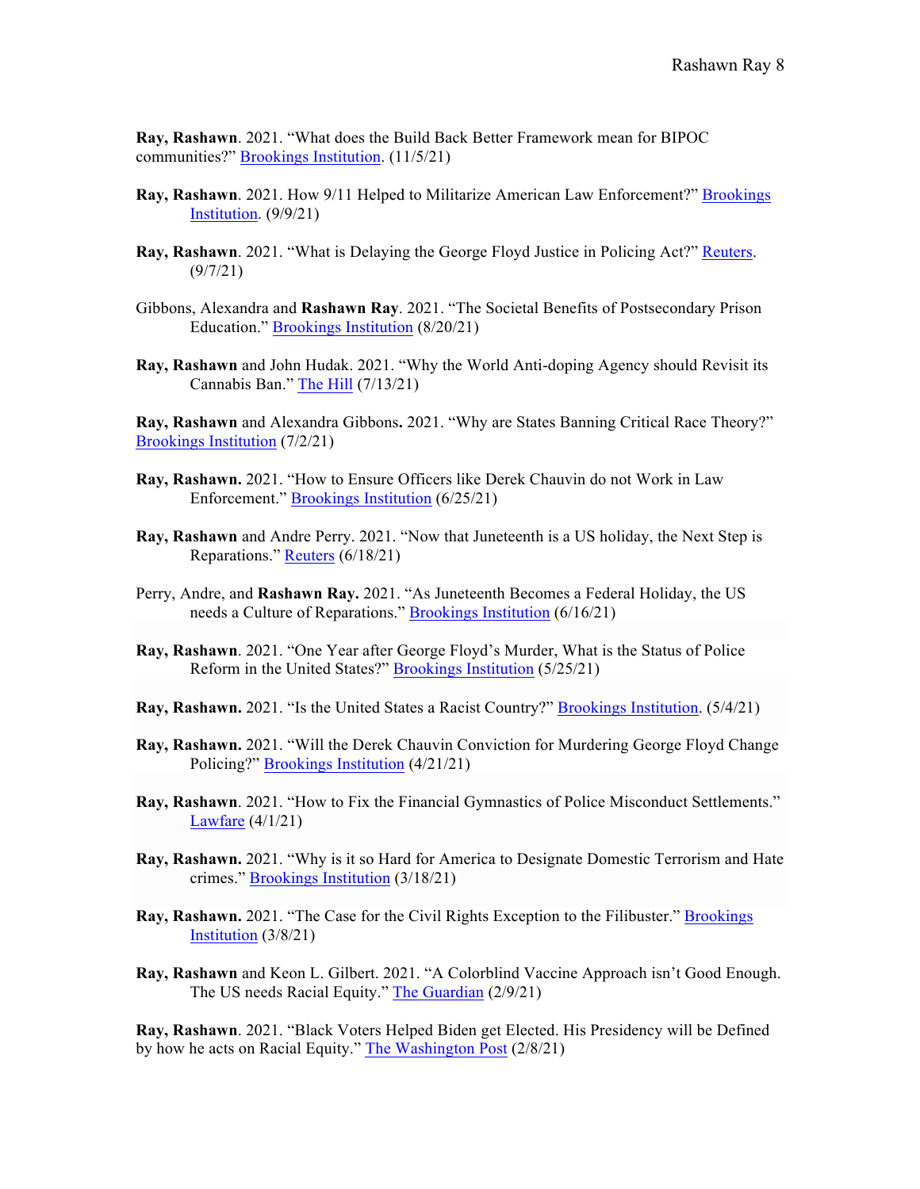**Ray, Rashawn**. 2021. “What does the Build Back Better Framework mean for BIPOC communities?” Brookings Institution. (11/5/21)

**Ray, Rashawn**. 2021. How 9/11 Helped to Militarize American Law Enforcement?” Brookings Institution. (9/9/21)

**Ray, Rashawn**. 2021. “What is Delaying the George Floyd Justice in Policing Act?” Reuters. (9/7/21)

Gibbons, Alexandra and **Rashawn Ray**. 2021. “The Societal Benefits of Postsecondary Prison Education.” Brookings Institution (8/20/21)

**Ray, Rashawn** and John Hudak. 2021. “Why the World Anti-doping Agency should Revisit its Cannabis Ban.” The Hill (7/13/21)

**Ray, Rashawn** and Alexandra Gibbons**.** 2021. “Why are States Banning Critical Race Theory?” Brookings Institution (7/2/21)

**Ray, Rashawn.** 2021. “How to Ensure Officers like Derek Chauvin do not Work in Law Enforcement.” Brookings Institution (6/25/21)

**Ray, Rashawn** and Andre Perry. 2021. “Now that Juneteenth is a US holiday, the Next Step is Reparations.” Reuters (6/18/21)

Perry, Andre, and **Rashawn Ray.** 2021. “As Juneteenth Becomes a Federal Holiday, the US needs a Culture of Reparations.” Brookings Institution (6/16/21)

**Ray, Rashawn**. 2021. “One Year after George Floyd’s Murder, What is the Status of Police Reform in the United States?” Brookings Institution (5/25/21)

**Ray, Rashawn.** 2021. “Is the United States a Racist Country?” Brookings Institution. (5/4/21)

**Ray, Rashawn.** 2021. “Will the Derek Chauvin Conviction for Murdering George Floyd Change Policing?” Brookings Institution (4/21/21)

**Ray, Rashawn**. 2021. “How to Fix the Financial Gymnastics of Police Misconduct Settlements.” Lawfare (4/1/21)

**Ray, Rashawn.** 2021. “Why is it so Hard for America to Designate Domestic Terrorism and Hate crimes.” Brookings Institution (3/18/21)

**Ray, Rashawn.** 2021. “The Case for the Civil Rights Exception to the Filibuster.” Brookings Institution (3/8/21)

**Ray, Rashawn** and Keon L. Gilbert. 2021. “A Colorblind Vaccine Approach isn’t Good Enough. The US needs Racial Equity.” The Guardian (2/9/21)

**Ray, Rashawn**. 2021. “Black Voters Helped Biden get Elected. His Presidency will be Defined by how he acts on Racial Equity.” The Washington Post (2/8/21)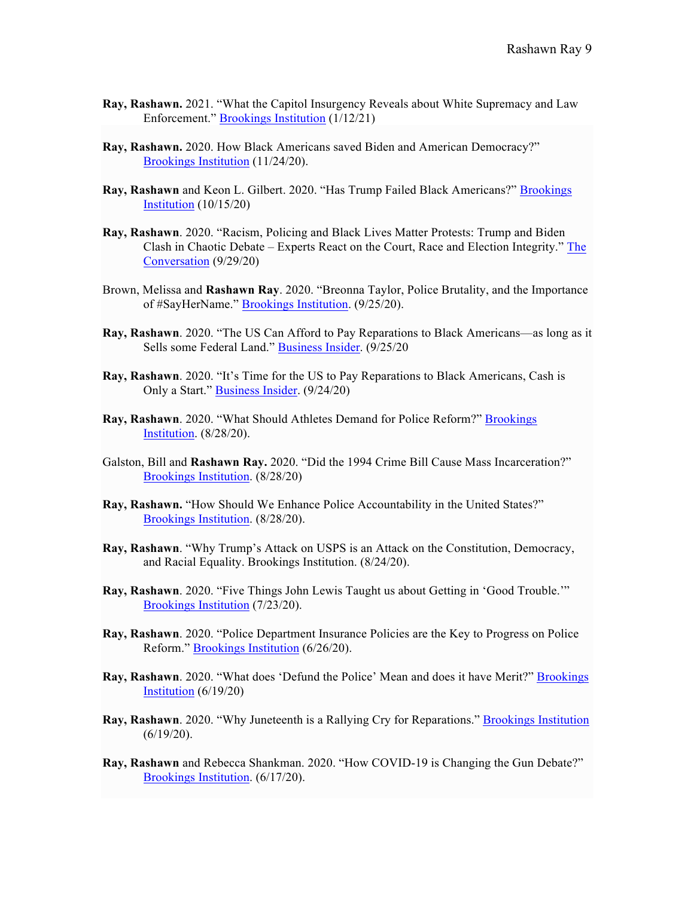**Ray, Rashawn.** 2021. "What the Capitol Insurgency Reveals about White Supremacy and Law Enforcement." Brookings Institution (1/12/21)

**Ray, Rashawn.** 2020. How Black Americans saved Biden and American Democracy?" Brookings Institution (11/24/20).

**Ray, Rashawn** and Keon L. Gilbert. 2020. "Has Trump Failed Black Americans?" Brookings Institution (10/15/20)

**Ray, Rashawn**. 2020. "Racism, Policing and Black Lives Matter Protests: Trump and Biden Clash in Chaotic Debate – Experts React on the Court, Race and Election Integrity." The Conversation (9/29/20)

Brown, Melissa and **Rashawn Ray**. 2020. "Breonna Taylor, Police Brutality, and the Importance of #SayHerName." Brookings Institution. (9/25/20).

**Ray, Rashawn**. 2020. "The US Can Afford to Pay Reparations to Black Americans—as long as it Sells some Federal Land." Business Insider. (9/25/20

**Ray, Rashawn**. 2020. "It's Time for the US to Pay Reparations to Black Americans, Cash is Only a Start." Business Insider. (9/24/20)

**Ray, Rashawn**. 2020. "What Should Athletes Demand for Police Reform?" Brookings Institution. (8/28/20).

Galston, Bill and **Rashawn Ray.** 2020. "Did the 1994 Crime Bill Cause Mass Incarceration?" Brookings Institution. (8/28/20)

**Ray, Rashawn.** "How Should We Enhance Police Accountability in the United States?" Brookings Institution. (8/28/20).

**Ray, Rashawn**. "Why Trump's Attack on USPS is an Attack on the Constitution, Democracy, and Racial Equality. Brookings Institution. (8/24/20).

**Ray, Rashawn**. 2020. "Five Things John Lewis Taught us about Getting in 'Good Trouble.'" Brookings Institution (7/23/20).

**Ray, Rashawn**. 2020. "Police Department Insurance Policies are the Key to Progress on Police Reform." Brookings Institution (6/26/20).

**Ray, Rashawn**. 2020. "What does 'Defund the Police' Mean and does it have Merit?" Brookings Institution (6/19/20)

**Ray, Rashawn**. 2020. "Why Juneteenth is a Rallying Cry for Reparations." Brookings Institution (6/19/20).

**Ray, Rashawn** and Rebecca Shankman. 2020. "How COVID-19 is Changing the Gun Debate?" Brookings Institution. (6/17/20).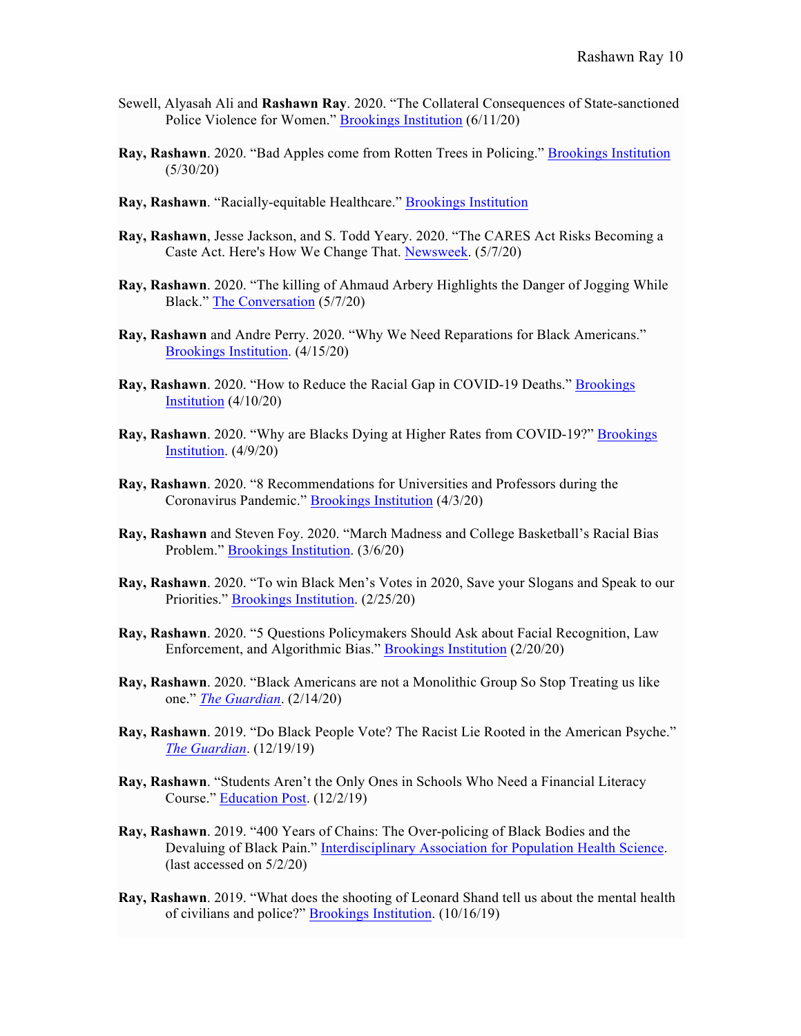Sewell, Alyasah Ali and **Rashawn Ray**. 2020. "The Collateral Consequences of State-sanctioned Police Violence for Women." Brookings Institution (6/11/20)

**Ray, Rashawn**. 2020. "Bad Apples come from Rotten Trees in Policing." Brookings Institution (5/30/20)

**Ray, Rashawn**. "Racially-equitable Healthcare." Brookings Institution

**Ray, Rashawn**, Jesse Jackson, and S. Todd Yeary. 2020. "The CARES Act Risks Becoming a Caste Act. Here's How We Change That. Newsweek. (5/7/20)

**Ray, Rashawn**. 2020. "The killing of Ahmaud Arbery Highlights the Danger of Jogging While Black." The Conversation (5/7/20)

**Ray, Rashawn** and Andre Perry. 2020. "Why We Need Reparations for Black Americans." Brookings Institution. (4/15/20)

**Ray, Rashawn**. 2020. "How to Reduce the Racial Gap in COVID-19 Deaths." Brookings Institution (4/10/20)

**Ray, Rashawn**. 2020. "Why are Blacks Dying at Higher Rates from COVID-19?" Brookings Institution. (4/9/20)

**Ray, Rashawn**. 2020. "8 Recommendations for Universities and Professors during the Coronavirus Pandemic." Brookings Institution (4/3/20)

**Ray, Rashawn** and Steven Foy. 2020. "March Madness and College Basketball's Racial Bias Problem." Brookings Institution. (3/6/20)

**Ray, Rashawn**. 2020. "To win Black Men's Votes in 2020, Save your Slogans and Speak to our Priorities." Brookings Institution. (2/25/20)

**Ray, Rashawn**. 2020. "5 Questions Policymakers Should Ask about Facial Recognition, Law Enforcement, and Algorithmic Bias." Brookings Institution (2/20/20)

**Ray, Rashawn**. 2020. "Black Americans are not a Monolithic Group So Stop Treating us like one." *The Guardian*. (2/14/20)

**Ray, Rashawn**. 2019. "Do Black People Vote? The Racist Lie Rooted in the American Psyche." *The Guardian*. (12/19/19)

**Ray, Rashawn**. "Students Aren't the Only Ones in Schools Who Need a Financial Literacy Course." Education Post. (12/2/19)

**Ray, Rashawn**. 2019. "400 Years of Chains: The Over-policing of Black Bodies and the Devaluing of Black Pain." Interdisciplinary Association for Population Health Science. (last accessed on 5/2/20)

**Ray, Rashawn**. 2019. "What does the shooting of Leonard Shand tell us about the mental health of civilians and police?" Brookings Institution. (10/16/19)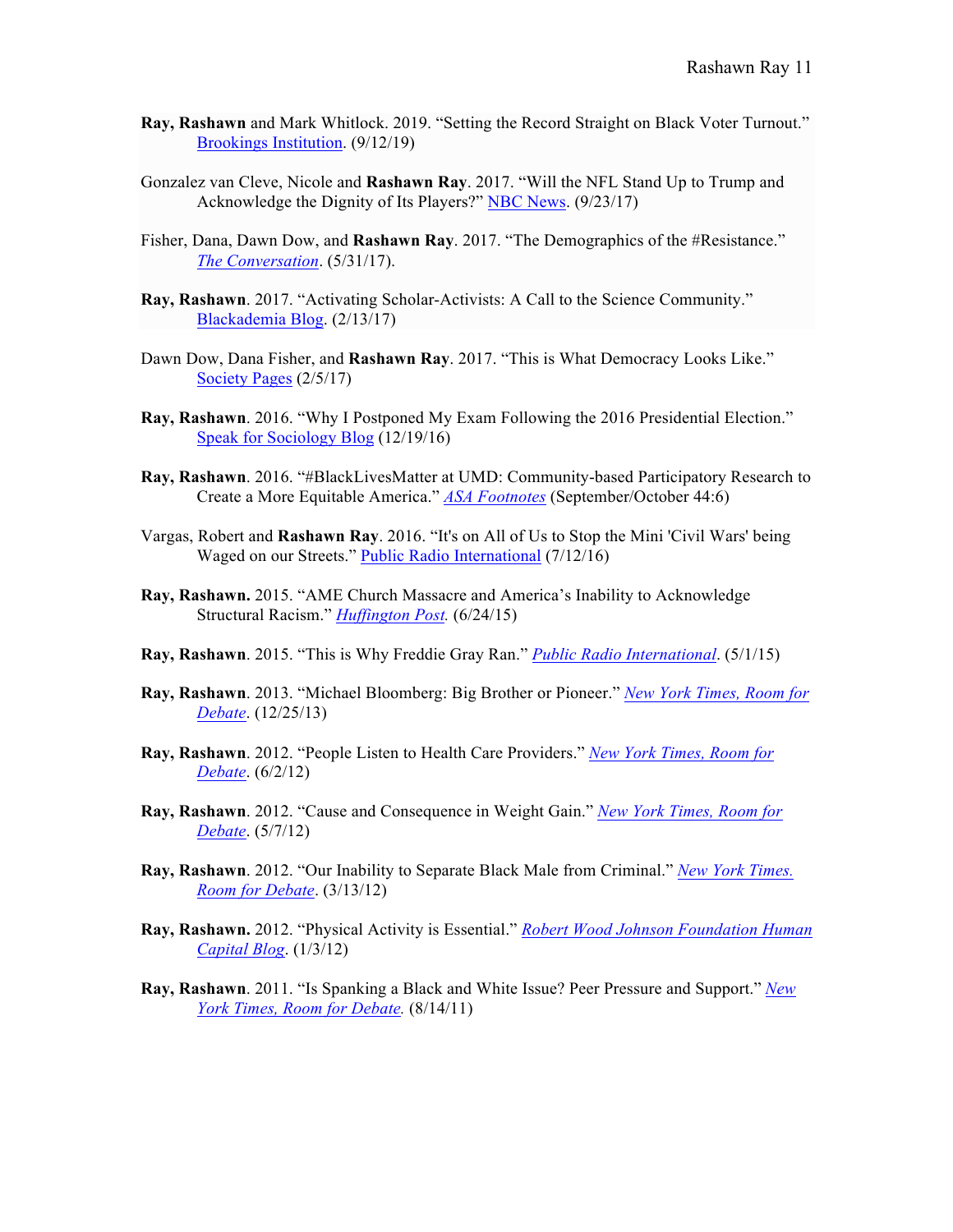**Ray, Rashawn** and Mark Whitlock. 2019. "Setting the Record Straight on Black Voter Turnout." Brookings Institution. (9/12/19)

Gonzalez van Cleve, Nicole and **Rashawn Ray**. 2017. "Will the NFL Stand Up to Trump and Acknowledge the Dignity of Its Players?" NBC News. (9/23/17)

Fisher, Dana, Dawn Dow, and **Rashawn Ray**. 2017. "The Demographics of the #Resistance." *The Conversation*. (5/31/17).

**Ray, Rashawn**. 2017. "Activating Scholar-Activists: A Call to the Science Community." Blackademia Blog. (2/13/17)

Dawn Dow, Dana Fisher, and **Rashawn Ray**. 2017. "This is What Democracy Looks Like." Society Pages (2/5/17)

**Ray, Rashawn**. 2016. "Why I Postponed My Exam Following the 2016 Presidential Election." Speak for Sociology Blog (12/19/16)

**Ray, Rashawn**. 2016. "#BlackLivesMatter at UMD: Community-based Participatory Research to Create a More Equitable America." *ASA Footnotes* (September/October 44:6)

Vargas, Robert and **Rashawn Ray**. 2016. "It's on All of Us to Stop the Mini 'Civil Wars' being Waged on our Streets." Public Radio International (7/12/16)

**Ray, Rashawn.** 2015. "AME Church Massacre and America's Inability to Acknowledge Structural Racism." *Huffington Post.* (6/24/15)

**Ray, Rashawn**. 2015. "This is Why Freddie Gray Ran." *Public Radio International*. (5/1/15)

**Ray, Rashawn**. 2013. "Michael Bloomberg: Big Brother or Pioneer." *New York Times, Room for Debate*. (12/25/13)

**Ray, Rashawn**. 2012. "People Listen to Health Care Providers." *New York Times, Room for Debate*. (6/2/12)

**Ray, Rashawn**. 2012. "Cause and Consequence in Weight Gain." *New York Times, Room for Debate*. (5/7/12)

**Ray, Rashawn**. 2012. "Our Inability to Separate Black Male from Criminal." *New York Times. Room for Debate*. (3/13/12)

**Ray, Rashawn.** 2012. "Physical Activity is Essential." *Robert Wood Johnson Foundation Human Capital Blog*. (1/3/12)

**Ray, Rashawn**. 2011. "Is Spanking a Black and White Issue? Peer Pressure and Support." *New York Times, Room for Debate.* (8/14/11)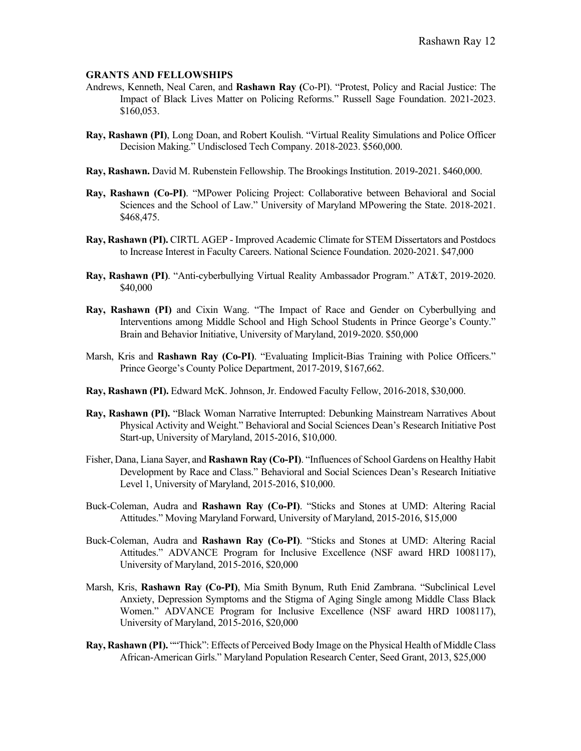**GRANTS AND FELLOWSHIPS**

Andrews, Kenneth, Neal Caren, and **Rashawn Ray (**Co-PI). "Protest, Policy and Racial Justice: The Impact of Black Lives Matter on Policing Reforms." Russell Sage Foundation. 2021-2023. $160,053.

**Ray, Rashawn (PI)**, Long Doan, and Robert Koulish. "Virtual Reality Simulations and Police Officer Decision Making." Undisclosed Tech Company. 2018-2023. $560,000.

**Ray, Rashawn.** David M. Rubenstein Fellowship. The Brookings Institution. 2019-2021. $460,000.

**Ray, Rashawn (Co-PI)**. "MPower Policing Project: Collaborative between Behavioral and Social Sciences and the School of Law." University of Maryland MPowering the State. 2018-2021. $468,475.

**Ray, Rashawn (PI).** CIRTL AGEP - Improved Academic Climate for STEM Dissertators and Postdocs to Increase Interest in Faculty Careers. National Science Foundation. 2020-2021. $47,000

**Ray, Rashawn (PI)**. "Anti-cyberbullying Virtual Reality Ambassador Program." AT&T, 2019-2020. $40,000

**Ray, Rashawn (PI)** and Cixin Wang. "The Impact of Race and Gender on Cyberbullying and Interventions among Middle School and High School Students in Prince George's County." Brain and Behavior Initiative, University of Maryland, 2019-2020. $50,000

Marsh, Kris and **Rashawn Ray (Co-PI)**. "Evaluating Implicit-Bias Training with Police Officers." Prince George's County Police Department, 2017-2019, $167,662.

**Ray, Rashawn (PI).** Edward McK. Johnson, Jr. Endowed Faculty Fellow, 2016-2018, $30,000.

**Ray, Rashawn (PI).** "Black Woman Narrative Interrupted: Debunking Mainstream Narratives About Physical Activity and Weight." Behavioral and Social Sciences Dean's Research Initiative Post Start-up, University of Maryland, 2015-2016, $10,000.

Fisher, Dana, Liana Sayer, and **Rashawn Ray (Co-PI)**. "Influences of School Gardens on Healthy Habit Development by Race and Class." Behavioral and Social Sciences Dean's Research Initiative Level 1, University of Maryland, 2015-2016, $10,000.

Buck-Coleman, Audra and **Rashawn Ray (Co-PI)**. "Sticks and Stones at UMD: Altering Racial Attitudes." Moving Maryland Forward, University of Maryland, 2015-2016, $15,000

Buck-Coleman, Audra and **Rashawn Ray (Co-PI)**. "Sticks and Stones at UMD: Altering Racial Attitudes." ADVANCE Program for Inclusive Excellence (NSF award HRD 1008117), University of Maryland, 2015-2016, $20,000

Marsh, Kris, **Rashawn Ray (Co-PI)**, Mia Smith Bynum, Ruth Enid Zambrana. "Subclinical Level Anxiety, Depression Symptoms and the Stigma of Aging Single among Middle Class Black Women." ADVANCE Program for Inclusive Excellence (NSF award HRD 1008117), University of Maryland, 2015-2016, $20,000

**Ray, Rashawn (PI).** ""Thick": Effects of Perceived Body Image on the Physical Health of Middle Class African-American Girls." Maryland Population Research Center, Seed Grant, 2013, $25,000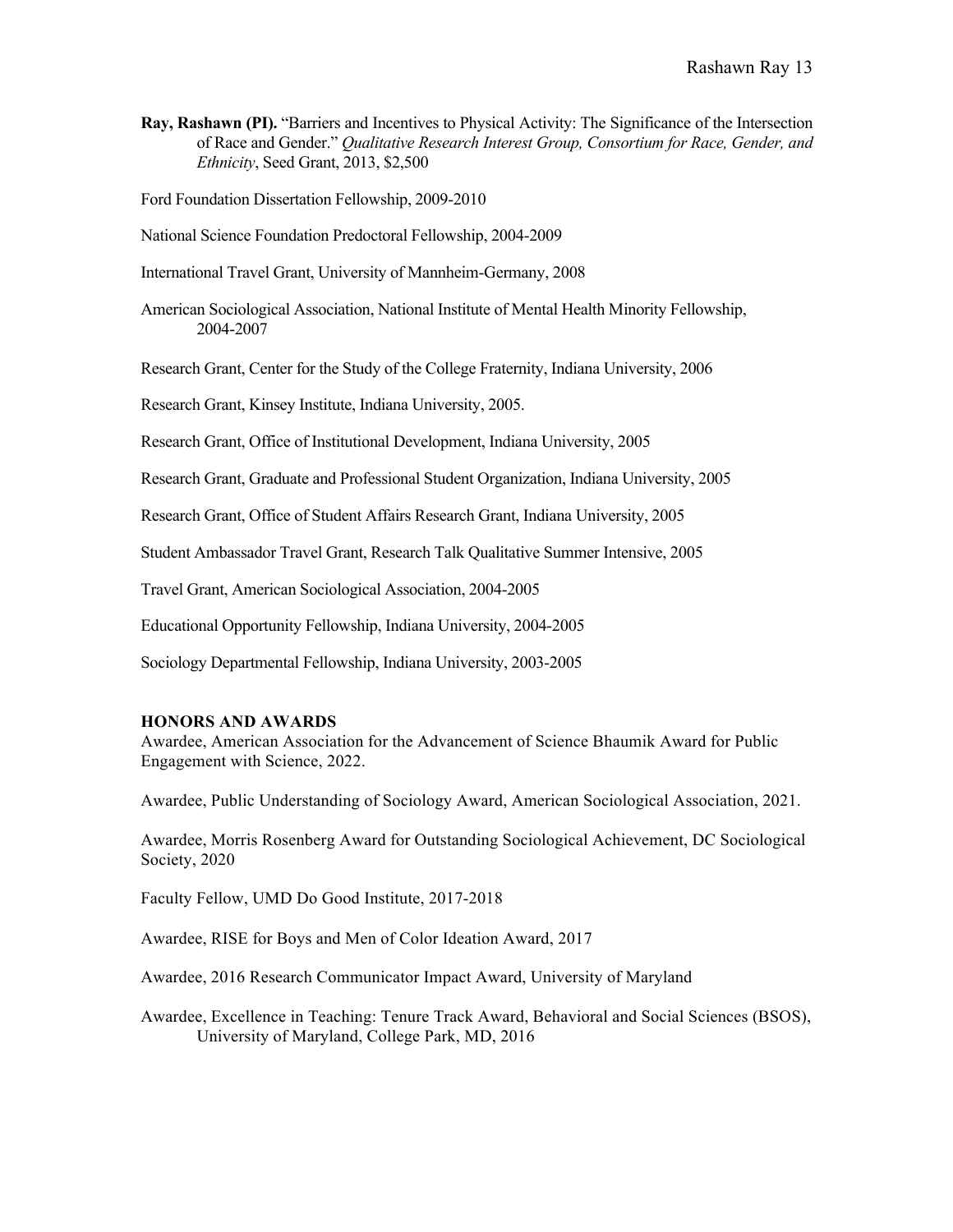**Ray, Rashawn (PI).** "Barriers and Incentives to Physical Activity: The Significance of the Intersection of Race and Gender." *Qualitative Research Interest Group, Consortium for Race, Gender, and Ethnicity*, Seed Grant, 2013, $2,500

Ford Foundation Dissertation Fellowship, 2009-2010

National Science Foundation Predoctoral Fellowship, 2004-2009

International Travel Grant, University of Mannheim-Germany, 2008

American Sociological Association, National Institute of Mental Health Minority Fellowship, 2004-2007

Research Grant, Center for the Study of the College Fraternity, Indiana University, 2006

Research Grant, Kinsey Institute, Indiana University, 2005.

Research Grant, Office of Institutional Development, Indiana University, 2005

Research Grant, Graduate and Professional Student Organization, Indiana University, 2005

Research Grant, Office of Student Affairs Research Grant, Indiana University, 2005

Student Ambassador Travel Grant, Research Talk Qualitative Summer Intensive, 2005

Travel Grant, American Sociological Association, 2004-2005

Educational Opportunity Fellowship, Indiana University, 2004-2005

Sociology Departmental Fellowship, Indiana University, 2003-2005

## HONORS AND AWARDS

Awardee, American Association for the Advancement of Science Bhaumik Award for Public Engagement with Science, 2022.

Awardee, Public Understanding of Sociology Award, American Sociological Association, 2021.

Awardee, Morris Rosenberg Award for Outstanding Sociological Achievement, DC Sociological Society, 2020

Faculty Fellow, UMD Do Good Institute, 2017-2018

Awardee, RISE for Boys and Men of Color Ideation Award, 2017

Awardee, 2016 Research Communicator Impact Award, University of Maryland

Awardee, Excellence in Teaching: Tenure Track Award, Behavioral and Social Sciences (BSOS), University of Maryland, College Park, MD, 2016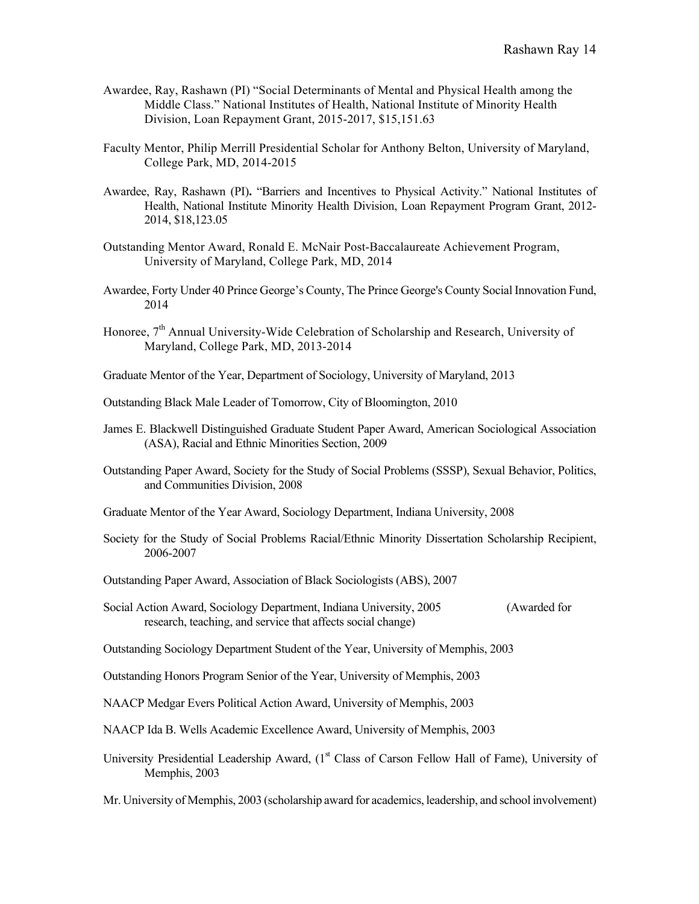Awardee, Ray, Rashawn (PI) "Social Determinants of Mental and Physical Health among the Middle Class." National Institutes of Health, National Institute of Minority Health Division, Loan Repayment Grant, 2015-2017, $15,151.63

Faculty Mentor, Philip Merrill Presidential Scholar for Anthony Belton, University of Maryland, College Park, MD, 2014-2015

Awardee, Ray, Rashawn (PI). "Barriers and Incentives to Physical Activity." National Institutes of Health, National Institute Minority Health Division, Loan Repayment Program Grant, 2012-2014, $18,123.05

Outstanding Mentor Award, Ronald E. McNair Post-Baccalaureate Achievement Program, University of Maryland, College Park, MD, 2014

Awardee, Forty Under 40 Prince George's County, The Prince George's County Social Innovation Fund, 2014

Honoree, 7th Annual University-Wide Celebration of Scholarship and Research, University of Maryland, College Park, MD, 2013-2014

Graduate Mentor of the Year, Department of Sociology, University of Maryland, 2013

Outstanding Black Male Leader of Tomorrow, City of Bloomington, 2010

James E. Blackwell Distinguished Graduate Student Paper Award, American Sociological Association (ASA), Racial and Ethnic Minorities Section, 2009

Outstanding Paper Award, Society for the Study of Social Problems (SSSP), Sexual Behavior, Politics, and Communities Division, 2008

Graduate Mentor of the Year Award, Sociology Department, Indiana University, 2008

Society for the Study of Social Problems Racial/Ethnic Minority Dissertation Scholarship Recipient, 2006-2007

Outstanding Paper Award, Association of Black Sociologists (ABS), 2007

Social Action Award, Sociology Department, Indiana University, 2005 (Awarded for research, teaching, and service that affects social change)

Outstanding Sociology Department Student of the Year, University of Memphis, 2003

Outstanding Honors Program Senior of the Year, University of Memphis, 2003

NAACP Medgar Evers Political Action Award, University of Memphis, 2003

NAACP Ida B. Wells Academic Excellence Award, University of Memphis, 2003

University Presidential Leadership Award, (1st Class of Carson Fellow Hall of Fame), University of Memphis, 2003

Mr. University of Memphis, 2003 (scholarship award for academics, leadership, and school involvement)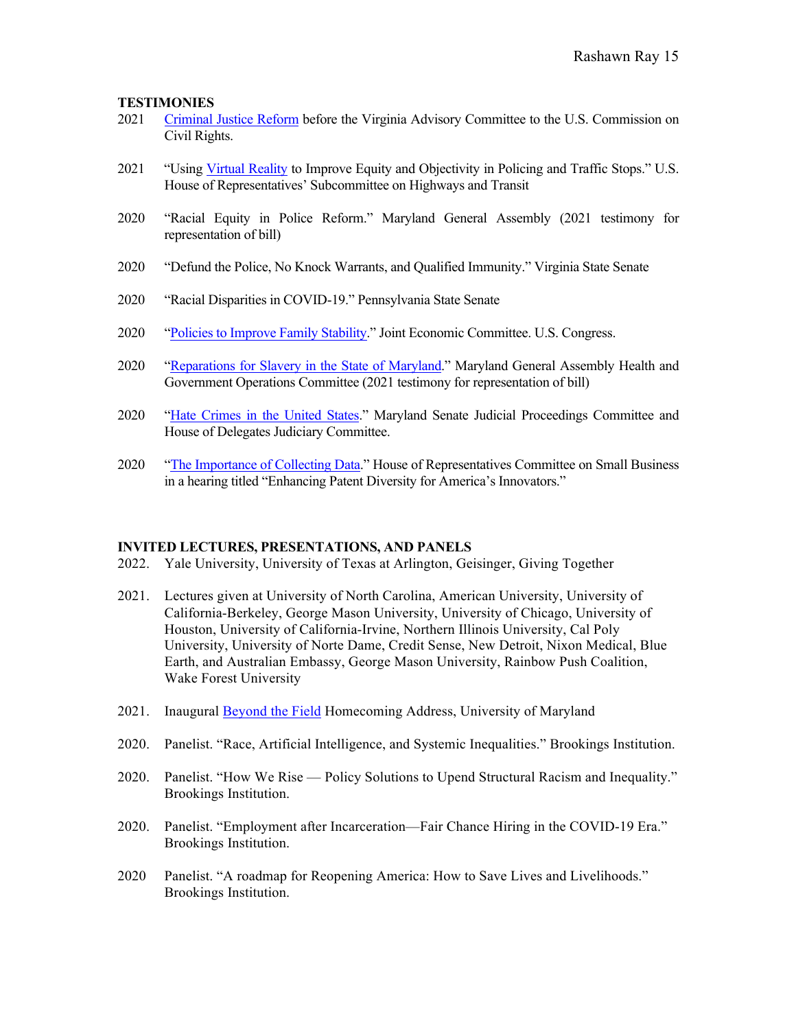**TESTIMONIES**

2021 Criminal Justice Reform before the Virginia Advisory Committee to the U.S. Commission on Civil Rights.

2021 "Using Virtual Reality to Improve Equity and Objectivity in Policing and Traffic Stops." U.S. House of Representatives' Subcommittee on Highways and Transit

2020 "Racial Equity in Police Reform." Maryland General Assembly (2021 testimony for representation of bill)

2020 "Defund the Police, No Knock Warrants, and Qualified Immunity." Virginia State Senate

2020 "Racial Disparities in COVID-19." Pennsylvania State Senate

2020 "Policies to Improve Family Stability." Joint Economic Committee. U.S. Congress.

2020 "Reparations for Slavery in the State of Maryland." Maryland General Assembly Health and Government Operations Committee (2021 testimony for representation of bill)

2020 "Hate Crimes in the United States." Maryland Senate Judicial Proceedings Committee and House of Delegates Judiciary Committee.

2020 "The Importance of Collecting Data." House of Representatives Committee on Small Business in a hearing titled "Enhancing Patent Diversity for America's Innovators."

**INVITED LECTURES, PRESENTATIONS, AND PANELS**

2022. Yale University, University of Texas at Arlington, Geisinger, Giving Together

2021. Lectures given at University of North Carolina, American University, University of California-Berkeley, George Mason University, University of Chicago, University of Houston, University of California-Irvine, Northern Illinois University, Cal Poly University, University of Norte Dame, Credit Sense, New Detroit, Nixon Medical, Blue Earth, and Australian Embassy, George Mason University, Rainbow Push Coalition, Wake Forest University

2021. Inaugural Beyond the Field Homecoming Address, University of Maryland

2020. Panelist. "Race, Artificial Intelligence, and Systemic Inequalities." Brookings Institution.

2020. Panelist. "How We Rise — Policy Solutions to Upend Structural Racism and Inequality." Brookings Institution.

2020. Panelist. "Employment after Incarceration—Fair Chance Hiring in the COVID-19 Era." Brookings Institution.

2020 Panelist. "A roadmap for Reopening America: How to Save Lives and Livelihoods." Brookings Institution.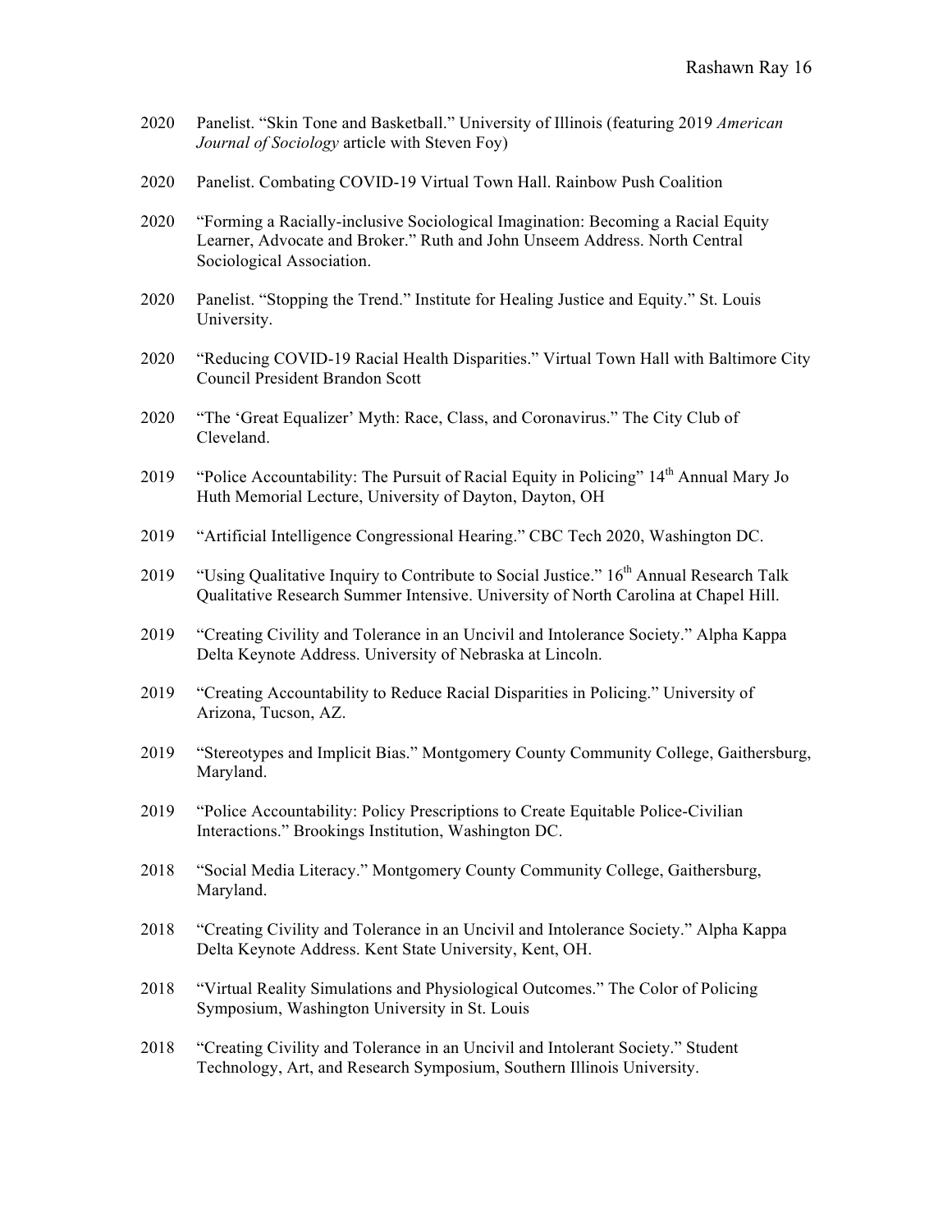2020 Panelist. "Skin Tone and Basketball." University of Illinois (featuring 2019 *American Journal of Sociology* article with Steven Foy)

2020 Panelist. Combating COVID-19 Virtual Town Hall. Rainbow Push Coalition

2020 "Forming a Racially-inclusive Sociological Imagination: Becoming a Racial Equity Learner, Advocate and Broker." Ruth and John Unseem Address. North Central Sociological Association.

2020 Panelist. "Stopping the Trend." Institute for Healing Justice and Equity." St. Louis University.

2020 "Reducing COVID-19 Racial Health Disparities." Virtual Town Hall with Baltimore City Council President Brandon Scott

2020 "The 'Great Equalizer' Myth: Race, Class, and Coronavirus." The City Club of Cleveland.

2019 "Police Accountability: The Pursuit of Racial Equity in Policing" 14th Annual Mary Jo Huth Memorial Lecture, University of Dayton, Dayton, OH

2019 "Artificial Intelligence Congressional Hearing." CBC Tech 2020, Washington DC.

2019 "Using Qualitative Inquiry to Contribute to Social Justice." 16th Annual Research Talk Qualitative Research Summer Intensive. University of North Carolina at Chapel Hill.

2019 "Creating Civility and Tolerance in an Uncivil and Intolerance Society." Alpha Kappa Delta Keynote Address. University of Nebraska at Lincoln.

2019 "Creating Accountability to Reduce Racial Disparities in Policing." University of Arizona, Tucson, AZ.

2019 "Stereotypes and Implicit Bias." Montgomery County Community College, Gaithersburg, Maryland.

2019 "Police Accountability: Policy Prescriptions to Create Equitable Police-Civilian Interactions." Brookings Institution, Washington DC.

2018 "Social Media Literacy." Montgomery County Community College, Gaithersburg, Maryland.

2018 "Creating Civility and Tolerance in an Uncivil and Intolerance Society." Alpha Kappa Delta Keynote Address. Kent State University, Kent, OH.

2018 "Virtual Reality Simulations and Physiological Outcomes." The Color of Policing Symposium, Washington University in St. Louis

2018 "Creating Civility and Tolerance in an Uncivil and Intolerant Society." Student Technology, Art, and Research Symposium, Southern Illinois University.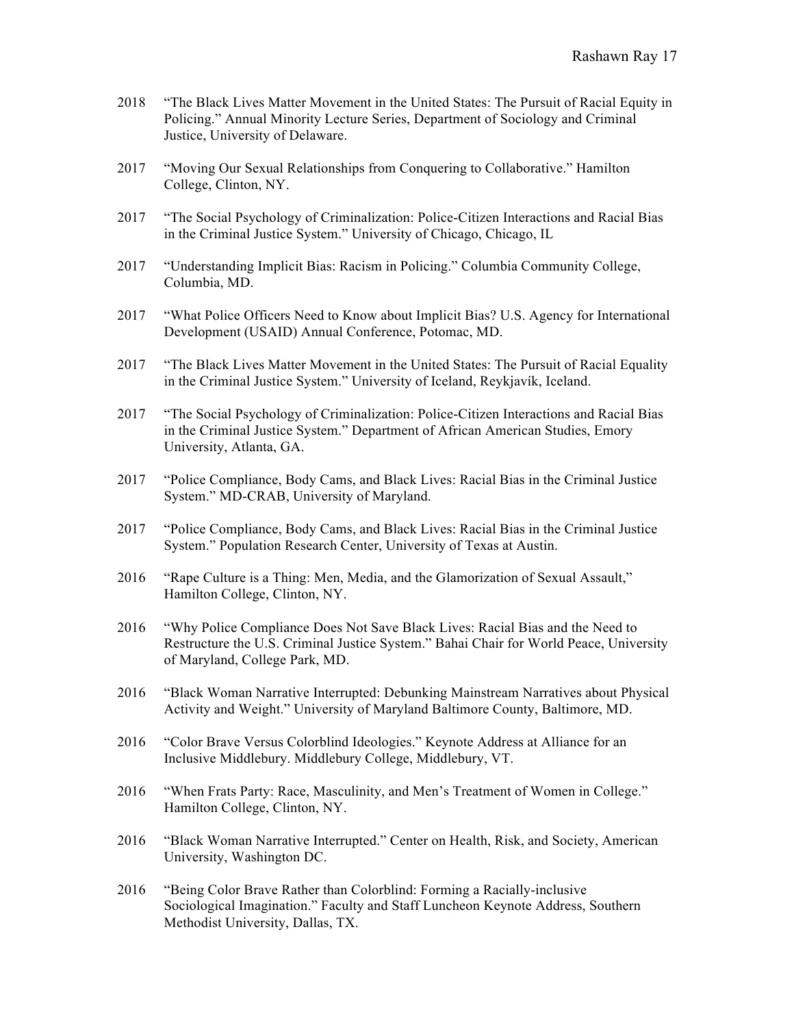2018 “The Black Lives Matter Movement in the United States: The Pursuit of Racial Equity in Policing.” Annual Minority Lecture Series, Department of Sociology and Criminal Justice, University of Delaware.

2017 “Moving Our Sexual Relationships from Conquering to Collaborative.” Hamilton College, Clinton, NY.

2017 “The Social Psychology of Criminalization: Police-Citizen Interactions and Racial Bias in the Criminal Justice System.” University of Chicago, Chicago, IL

2017 “Understanding Implicit Bias: Racism in Policing.” Columbia Community College, Columbia, MD.

2017 “What Police Officers Need to Know about Implicit Bias? U.S. Agency for International Development (USAID) Annual Conference, Potomac, MD.

2017 “The Black Lives Matter Movement in the United States: The Pursuit of Racial Equality in the Criminal Justice System.” University of Iceland, Reykjavík, Iceland.

2017 “The Social Psychology of Criminalization: Police-Citizen Interactions and Racial Bias in the Criminal Justice System.” Department of African American Studies, Emory University, Atlanta, GA.

2017 “Police Compliance, Body Cams, and Black Lives: Racial Bias in the Criminal Justice System.” MD-CRAB, University of Maryland.

2017 “Police Compliance, Body Cams, and Black Lives: Racial Bias in the Criminal Justice System.” Population Research Center, University of Texas at Austin.

2016 “Rape Culture is a Thing: Men, Media, and the Glamorization of Sexual Assault,” Hamilton College, Clinton, NY.

2016 “Why Police Compliance Does Not Save Black Lives: Racial Bias and the Need to Restructure the U.S. Criminal Justice System.” Bahai Chair for World Peace, University of Maryland, College Park, MD.

2016 “Black Woman Narrative Interrupted: Debunking Mainstream Narratives about Physical Activity and Weight.” University of Maryland Baltimore County, Baltimore, MD.

2016 “Color Brave Versus Colorblind Ideologies.” Keynote Address at Alliance for an Inclusive Middlebury. Middlebury College, Middlebury, VT.

2016 “When Frats Party: Race, Masculinity, and Men’s Treatment of Women in College.” Hamilton College, Clinton, NY.

2016 “Black Woman Narrative Interrupted.” Center on Health, Risk, and Society, American University, Washington DC.

2016 “Being Color Brave Rather than Colorblind: Forming a Racially-inclusive Sociological Imagination.” Faculty and Staff Luncheon Keynote Address, Southern Methodist University, Dallas, TX.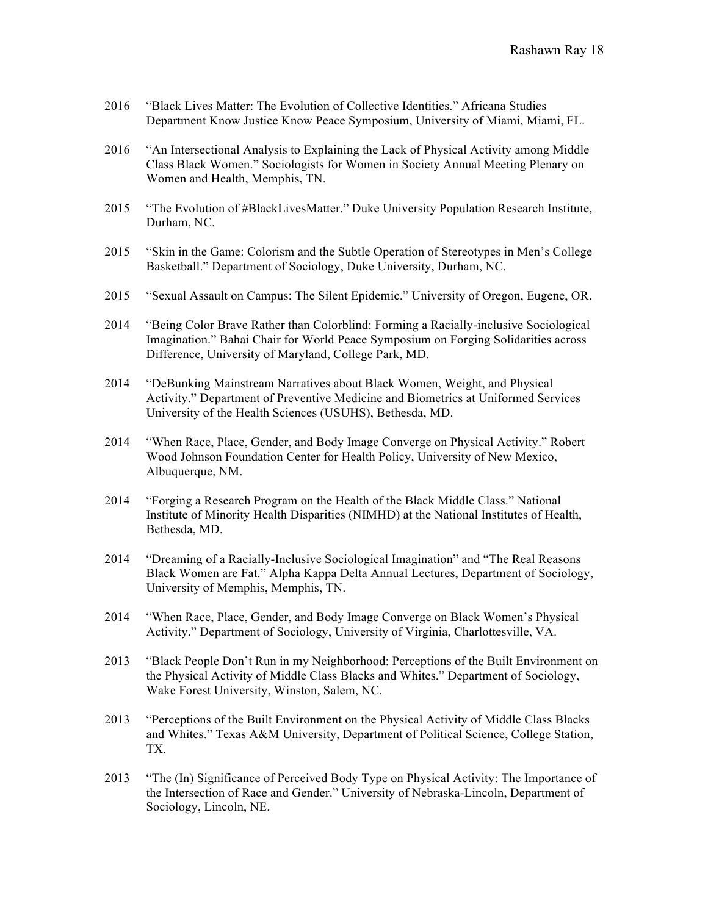2016 "Black Lives Matter: The Evolution of Collective Identities." Africana Studies Department Know Justice Know Peace Symposium, University of Miami, Miami, FL.

2016 "An Intersectional Analysis to Explaining the Lack of Physical Activity among Middle Class Black Women." Sociologists for Women in Society Annual Meeting Plenary on Women and Health, Memphis, TN.

2015 "The Evolution of #BlackLivesMatter." Duke University Population Research Institute, Durham, NC.

2015 "Skin in the Game: Colorism and the Subtle Operation of Stereotypes in Men's College Basketball." Department of Sociology, Duke University, Durham, NC.

2015 "Sexual Assault on Campus: The Silent Epidemic." University of Oregon, Eugene, OR.

2014 "Being Color Brave Rather than Colorblind: Forming a Racially-inclusive Sociological Imagination." Bahai Chair for World Peace Symposium on Forging Solidarities across Difference, University of Maryland, College Park, MD.

2014 "DeBunking Mainstream Narratives about Black Women, Weight, and Physical Activity." Department of Preventive Medicine and Biometrics at Uniformed Services University of the Health Sciences (USUHS), Bethesda, MD.

2014 "When Race, Place, Gender, and Body Image Converge on Physical Activity." Robert Wood Johnson Foundation Center for Health Policy, University of New Mexico, Albuquerque, NM.

2014 "Forging a Research Program on the Health of the Black Middle Class." National Institute of Minority Health Disparities (NIMHD) at the National Institutes of Health, Bethesda, MD.

2014 "Dreaming of a Racially-Inclusive Sociological Imagination" and "The Real Reasons Black Women are Fat." Alpha Kappa Delta Annual Lectures, Department of Sociology, University of Memphis, Memphis, TN.

2014 "When Race, Place, Gender, and Body Image Converge on Black Women's Physical Activity." Department of Sociology, University of Virginia, Charlottesville, VA.

2013 "Black People Don't Run in my Neighborhood: Perceptions of the Built Environment on the Physical Activity of Middle Class Blacks and Whites." Department of Sociology, Wake Forest University, Winston, Salem, NC.

2013 "Perceptions of the Built Environment on the Physical Activity of Middle Class Blacks and Whites." Texas A&M University, Department of Political Science, College Station, TX.

2013 "The (In) Significance of Perceived Body Type on Physical Activity: The Importance of the Intersection of Race and Gender." University of Nebraska-Lincoln, Department of Sociology, Lincoln, NE.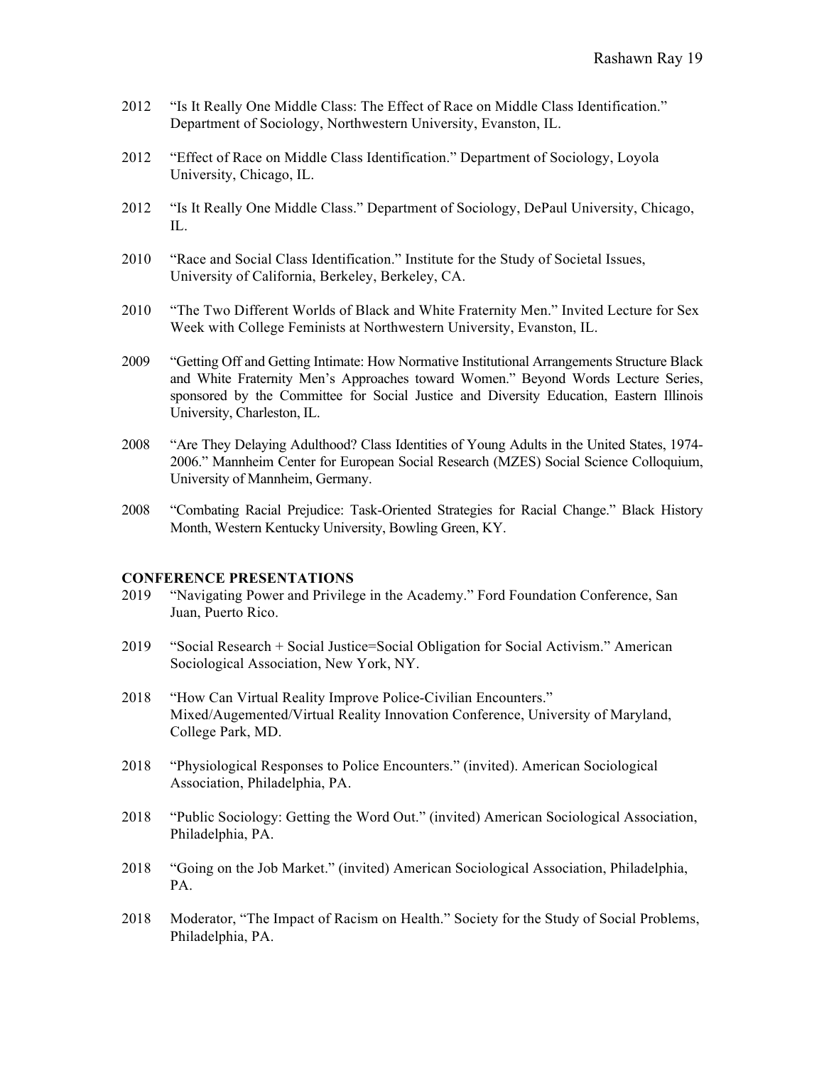2012 "Is It Really One Middle Class: The Effect of Race on Middle Class Identification." Department of Sociology, Northwestern University, Evanston, IL.

2012 "Effect of Race on Middle Class Identification." Department of Sociology, Loyola University, Chicago, IL.

2012 "Is It Really One Middle Class." Department of Sociology, DePaul University, Chicago, IL.

2010 "Race and Social Class Identification." Institute for the Study of Societal Issues, University of California, Berkeley, Berkeley, CA.

2010 "The Two Different Worlds of Black and White Fraternity Men." Invited Lecture for Sex Week with College Feminists at Northwestern University, Evanston, IL.

2009 "Getting Off and Getting Intimate: How Normative Institutional Arrangements Structure Black and White Fraternity Men's Approaches toward Women." Beyond Words Lecture Series, sponsored by the Committee for Social Justice and Diversity Education, Eastern Illinois University, Charleston, IL.

2008 "Are They Delaying Adulthood? Class Identities of Young Adults in the United States, 1974-2006." Mannheim Center for European Social Research (MZES) Social Science Colloquium, University of Mannheim, Germany.

2008 "Combating Racial Prejudice: Task-Oriented Strategies for Racial Change." Black History Month, Western Kentucky University, Bowling Green, KY.

**CONFERENCE PRESENTATIONS**

2019 "Navigating Power and Privilege in the Academy." Ford Foundation Conference, San Juan, Puerto Rico.

2019 "Social Research + Social Justice=Social Obligation for Social Activism." American Sociological Association, New York, NY.

2018 "How Can Virtual Reality Improve Police-Civilian Encounters." Mixed/Augemented/Virtual Reality Innovation Conference, University of Maryland, College Park, MD.

2018 "Physiological Responses to Police Encounters." (invited). American Sociological Association, Philadelphia, PA.

2018 "Public Sociology: Getting the Word Out." (invited) American Sociological Association, Philadelphia, PA.

2018 "Going on the Job Market." (invited) American Sociological Association, Philadelphia, PA.

2018 Moderator, "The Impact of Racism on Health." Society for the Study of Social Problems, Philadelphia, PA.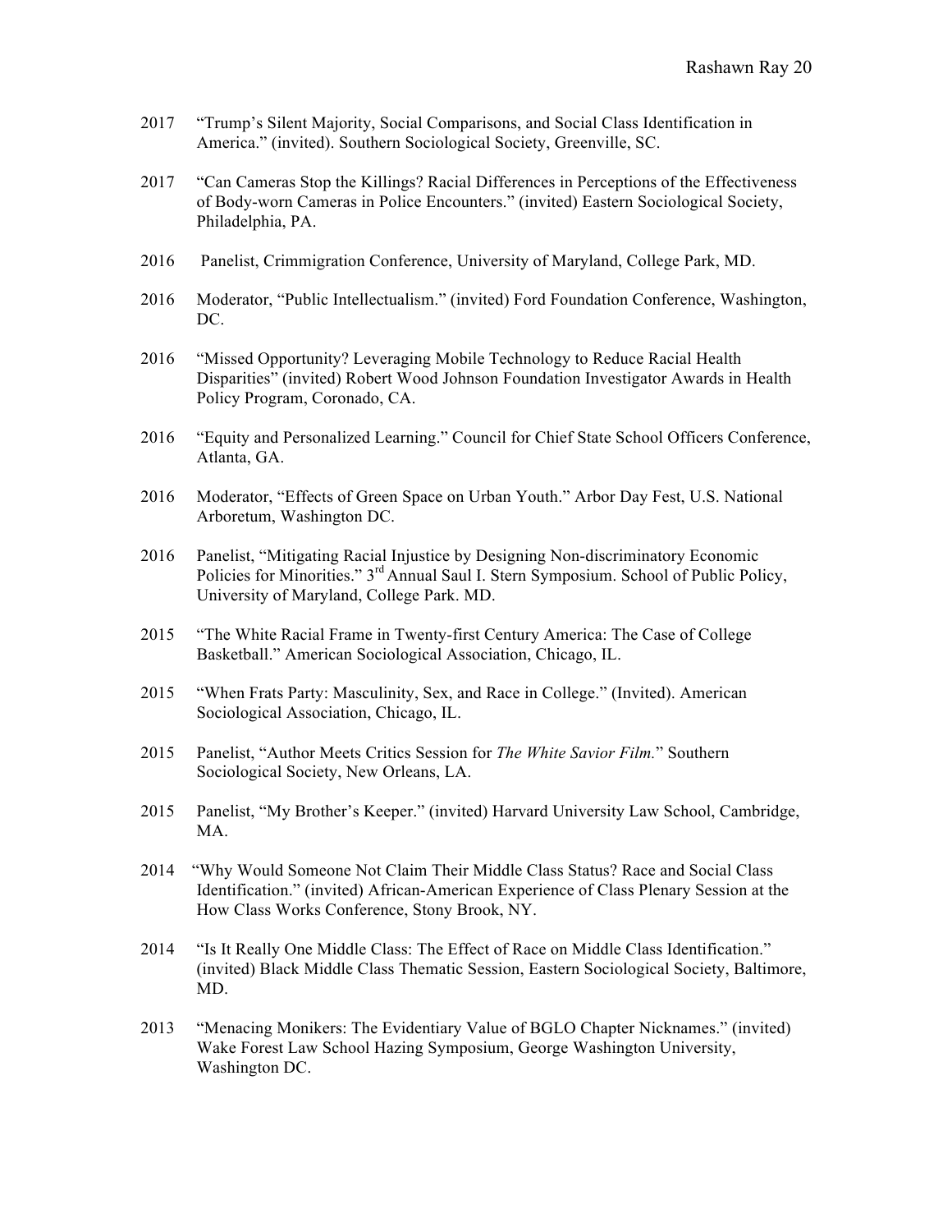2017 "Trump's Silent Majority, Social Comparisons, and Social Class Identification in America." (invited). Southern Sociological Society, Greenville, SC.

2017 "Can Cameras Stop the Killings? Racial Differences in Perceptions of the Effectiveness of Body-worn Cameras in Police Encounters." (invited) Eastern Sociological Society, Philadelphia, PA.

2016 Panelist, Crimmigration Conference, University of Maryland, College Park, MD.

2016 Moderator, "Public Intellectualism." (invited) Ford Foundation Conference, Washington, DC.

2016 "Missed Opportunity? Leveraging Mobile Technology to Reduce Racial Health Disparities" (invited) Robert Wood Johnson Foundation Investigator Awards in Health Policy Program, Coronado, CA.

2016 "Equity and Personalized Learning." Council for Chief State School Officers Conference, Atlanta, GA.

2016 Moderator, "Effects of Green Space on Urban Youth." Arbor Day Fest, U.S. National Arboretum, Washington DC.

2016 Panelist, "Mitigating Racial Injustice by Designing Non-discriminatory Economic Policies for Minorities." 3rd Annual Saul I. Stern Symposium. School of Public Policy, University of Maryland, College Park. MD.

2015 "The White Racial Frame in Twenty-first Century America: The Case of College Basketball." American Sociological Association, Chicago, IL.

2015 "When Frats Party: Masculinity, Sex, and Race in College." (Invited). American Sociological Association, Chicago, IL.

2015 Panelist, "Author Meets Critics Session for *The White Savior Film.*" Southern Sociological Society, New Orleans, LA.

2015 Panelist, "My Brother's Keeper." (invited) Harvard University Law School, Cambridge, MA.

2014 "Why Would Someone Not Claim Their Middle Class Status? Race and Social Class Identification." (invited) African-American Experience of Class Plenary Session at the How Class Works Conference, Stony Brook, NY.

2014 "Is It Really One Middle Class: The Effect of Race on Middle Class Identification." (invited) Black Middle Class Thematic Session, Eastern Sociological Society, Baltimore, MD.

2013 "Menacing Monikers: The Evidentiary Value of BGLO Chapter Nicknames." (invited) Wake Forest Law School Hazing Symposium, George Washington University, Washington DC.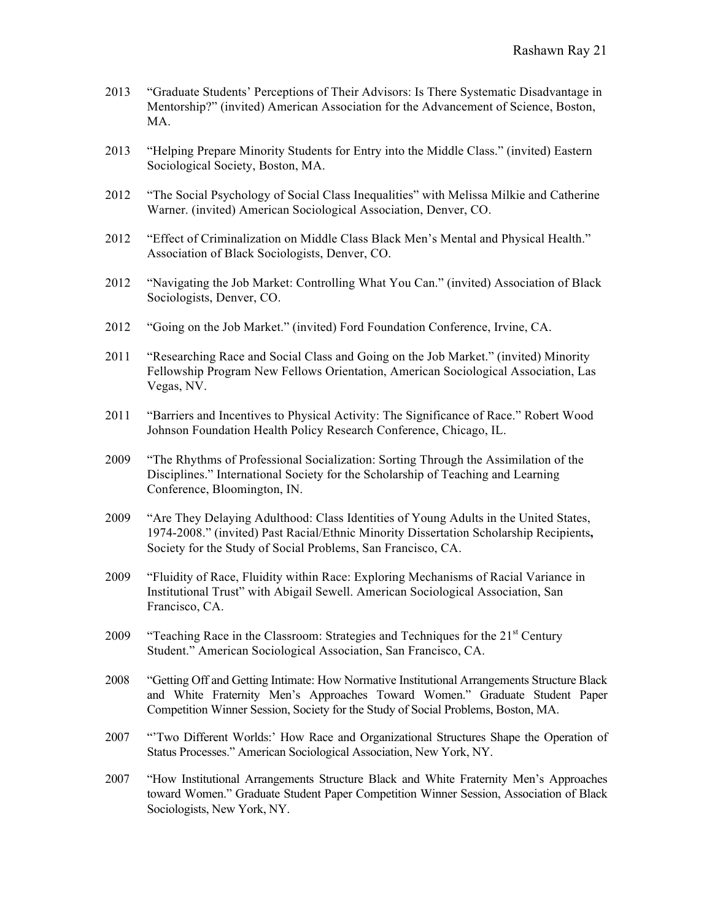2013 "Graduate Students' Perceptions of Their Advisors: Is There Systematic Disadvantage in Mentorship?" (invited) American Association for the Advancement of Science, Boston, MA.

2013 "Helping Prepare Minority Students for Entry into the Middle Class." (invited) Eastern Sociological Society, Boston, MA.

2012 "The Social Psychology of Social Class Inequalities" with Melissa Milkie and Catherine Warner. (invited) American Sociological Association, Denver, CO.

2012 "Effect of Criminalization on Middle Class Black Men's Mental and Physical Health." Association of Black Sociologists, Denver, CO.

2012 "Navigating the Job Market: Controlling What You Can." (invited) Association of Black Sociologists, Denver, CO.

2012 "Going on the Job Market." (invited) Ford Foundation Conference, Irvine, CA.

2011 "Researching Race and Social Class and Going on the Job Market." (invited) Minority Fellowship Program New Fellows Orientation, American Sociological Association, Las Vegas, NV.

2011 "Barriers and Incentives to Physical Activity: The Significance of Race." Robert Wood Johnson Foundation Health Policy Research Conference, Chicago, IL.

2009 "The Rhythms of Professional Socialization: Sorting Through the Assimilation of the Disciplines." International Society for the Scholarship of Teaching and Learning Conference, Bloomington, IN.

2009 "Are They Delaying Adulthood: Class Identities of Young Adults in the United States, 1974-2008." (invited) Past Racial/Ethnic Minority Dissertation Scholarship Recipients**,** Society for the Study of Social Problems, San Francisco, CA.

2009 "Fluidity of Race, Fluidity within Race: Exploring Mechanisms of Racial Variance in Institutional Trust" with Abigail Sewell. American Sociological Association, San Francisco, CA.

2009 "Teaching Race in the Classroom: Strategies and Techniques for the 21st Century Student." American Sociological Association, San Francisco, CA.

2008 "Getting Off and Getting Intimate: How Normative Institutional Arrangements Structure Black and White Fraternity Men's Approaches Toward Women." Graduate Student Paper Competition Winner Session, Society for the Study of Social Problems, Boston, MA.

2007 "'Two Different Worlds:' How Race and Organizational Structures Shape the Operation of Status Processes." American Sociological Association, New York, NY.

2007 "How Institutional Arrangements Structure Black and White Fraternity Men's Approaches toward Women." Graduate Student Paper Competition Winner Session, Association of Black Sociologists, New York, NY.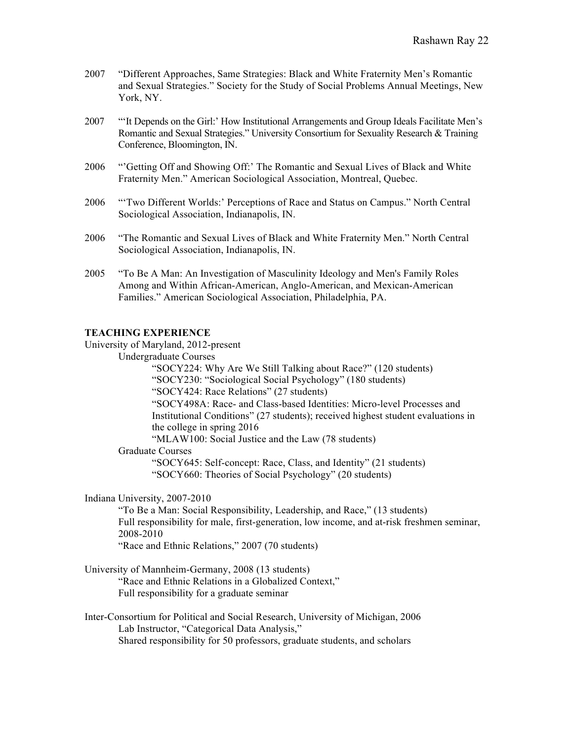2007 "Different Approaches, Same Strategies: Black and White Fraternity Men's Romantic and Sexual Strategies." Society for the Study of Social Problems Annual Meetings, New York, NY.

2007 "'It Depends on the Girl:' How Institutional Arrangements and Group Ideals Facilitate Men's Romantic and Sexual Strategies." University Consortium for Sexuality Research & Training Conference, Bloomington, IN.

2006 "'Getting Off and Showing Off:' The Romantic and Sexual Lives of Black and White Fraternity Men." American Sociological Association, Montreal, Quebec.

2006 "'Two Different Worlds:' Perceptions of Race and Status on Campus." North Central Sociological Association, Indianapolis, IN.

2006 "The Romantic and Sexual Lives of Black and White Fraternity Men." North Central Sociological Association, Indianapolis, IN.

2005 "To Be A Man: An Investigation of Masculinity Ideology and Men's Family Roles Among and Within African-American, Anglo-American, and Mexican-American Families." American Sociological Association, Philadelphia, PA.

**TEACHING EXPERIENCE**

University of Maryland, 2012-present

Undergraduate Courses

"SOCY224: Why Are We Still Talking about Race?" (120 students)
"SOCY230: "Sociological Social Psychology" (180 students)
"SOCY424: Race Relations" (27 students)
"SOCY498A: Race- and Class-based Identities: Micro-level Processes and Institutional Conditions" (27 students); received highest student evaluations in the college in spring 2016
"MLAW100: Social Justice and the Law (78 students)

Graduate Courses

"SOCY645: Self-concept: Race, Class, and Identity" (21 students)
"SOCY660: Theories of Social Psychology" (20 students)

Indiana University, 2007-2010

"To Be a Man: Social Responsibility, Leadership, and Race," (13 students)
Full responsibility for male, first-generation, low income, and at-risk freshmen seminar, 2008-2010
"Race and Ethnic Relations," 2007 (70 students)

University of Mannheim-Germany, 2008 (13 students)

"Race and Ethnic Relations in a Globalized Context,"
Full responsibility for a graduate seminar

Inter-Consortium for Political and Social Research, University of Michigan, 2006

Lab Instructor, "Categorical Data Analysis,"
Shared responsibility for 50 professors, graduate students, and scholars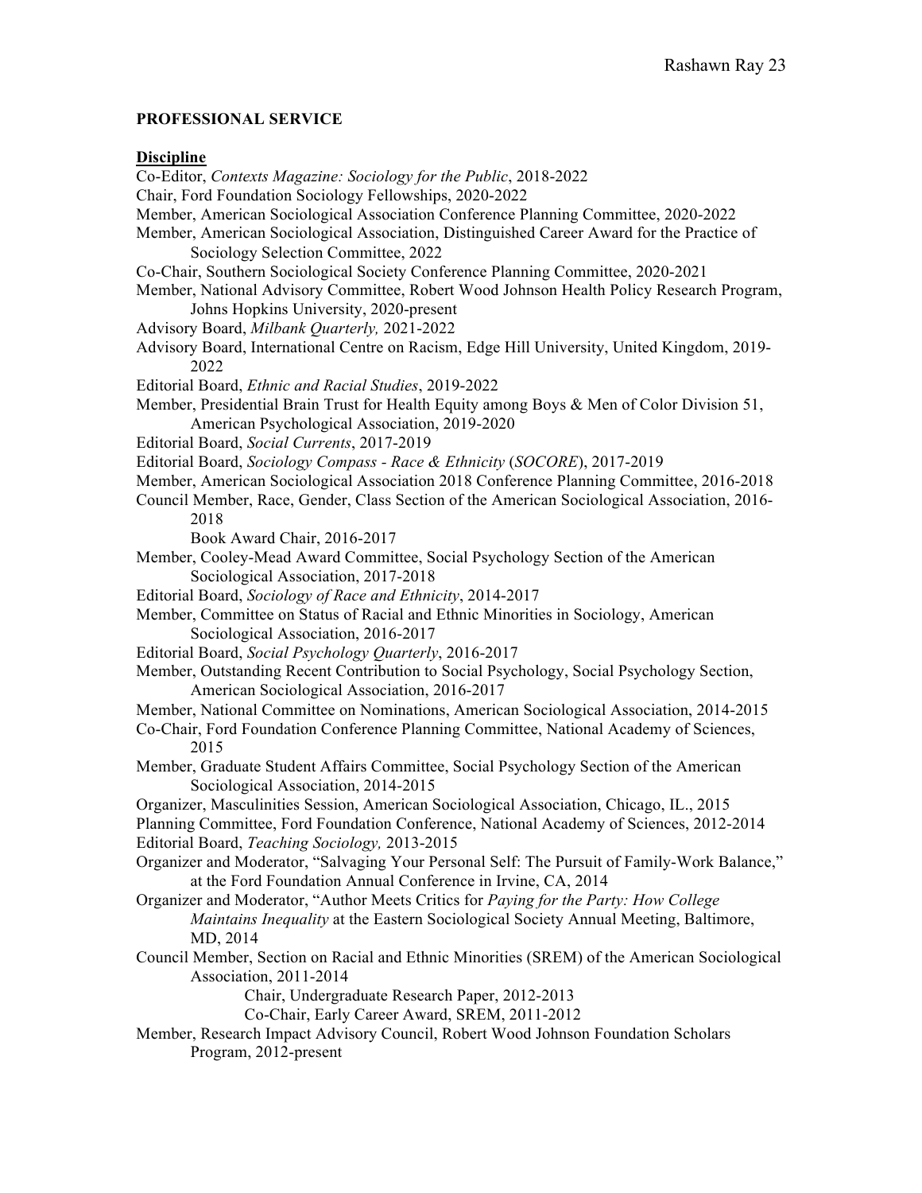## PROFESSIONAL SERVICE

### Discipline

Co-Editor, *Contexts Magazine: Sociology for the Public*, 2018-2022
Chair, Ford Foundation Sociology Fellowships, 2020-2022
Member, American Sociological Association Conference Planning Committee, 2020-2022
Member, American Sociological Association, Distinguished Career Award for the Practice of Sociology Selection Committee, 2022
Co-Chair, Southern Sociological Society Conference Planning Committee, 2020-2021
Member, National Advisory Committee, Robert Wood Johnson Health Policy Research Program, Johns Hopkins University, 2020-present
Advisory Board, *Milbank Quarterly,* 2021-2022
Advisory Board, International Centre on Racism, Edge Hill University, United Kingdom, 2019-2022
Editorial Board, *Ethnic and Racial Studies*, 2019-2022
Member, Presidential Brain Trust for Health Equity among Boys & Men of Color Division 51, American Psychological Association, 2019-2020
Editorial Board, *Social Currents*, 2017-2019
Editorial Board, *Sociology Compass - Race & Ethnicity* (*SOCORE*), 2017-2019
Member, American Sociological Association 2018 Conference Planning Committee, 2016-2018
Council Member, Race, Gender, Class Section of the American Sociological Association, 2016-2018
  Book Award Chair, 2016-2017
Member, Cooley-Mead Award Committee, Social Psychology Section of the American Sociological Association, 2017-2018
Editorial Board, *Sociology of Race and Ethnicity*, 2014-2017
Member, Committee on Status of Racial and Ethnic Minorities in Sociology, American Sociological Association, 2016-2017
Editorial Board, *Social Psychology Quarterly*, 2016-2017
Member, Outstanding Recent Contribution to Social Psychology, Social Psychology Section, American Sociological Association, 2016-2017
Member, National Committee on Nominations, American Sociological Association, 2014-2015
Co-Chair, Ford Foundation Conference Planning Committee, National Academy of Sciences, 2015
Member, Graduate Student Affairs Committee, Social Psychology Section of the American Sociological Association, 2014-2015
Organizer, Masculinities Session, American Sociological Association, Chicago, IL., 2015
Planning Committee, Ford Foundation Conference, National Academy of Sciences, 2012-2014
Editorial Board, *Teaching Sociology,* 2013-2015
Organizer and Moderator, "Salvaging Your Personal Self: The Pursuit of Family-Work Balance," at the Ford Foundation Annual Conference in Irvine, CA, 2014
Organizer and Moderator, "Author Meets Critics for *Paying for the Party: How College Maintains Inequality* at the Eastern Sociological Society Annual Meeting, Baltimore, MD, 2014
Council Member, Section on Racial and Ethnic Minorities (SREM) of the American Sociological Association, 2011-2014
  Chair, Undergraduate Research Paper, 2012-2013
  Co-Chair, Early Career Award, SREM, 2011-2012
Member, Research Impact Advisory Council, Robert Wood Johnson Foundation Scholars Program, 2012-present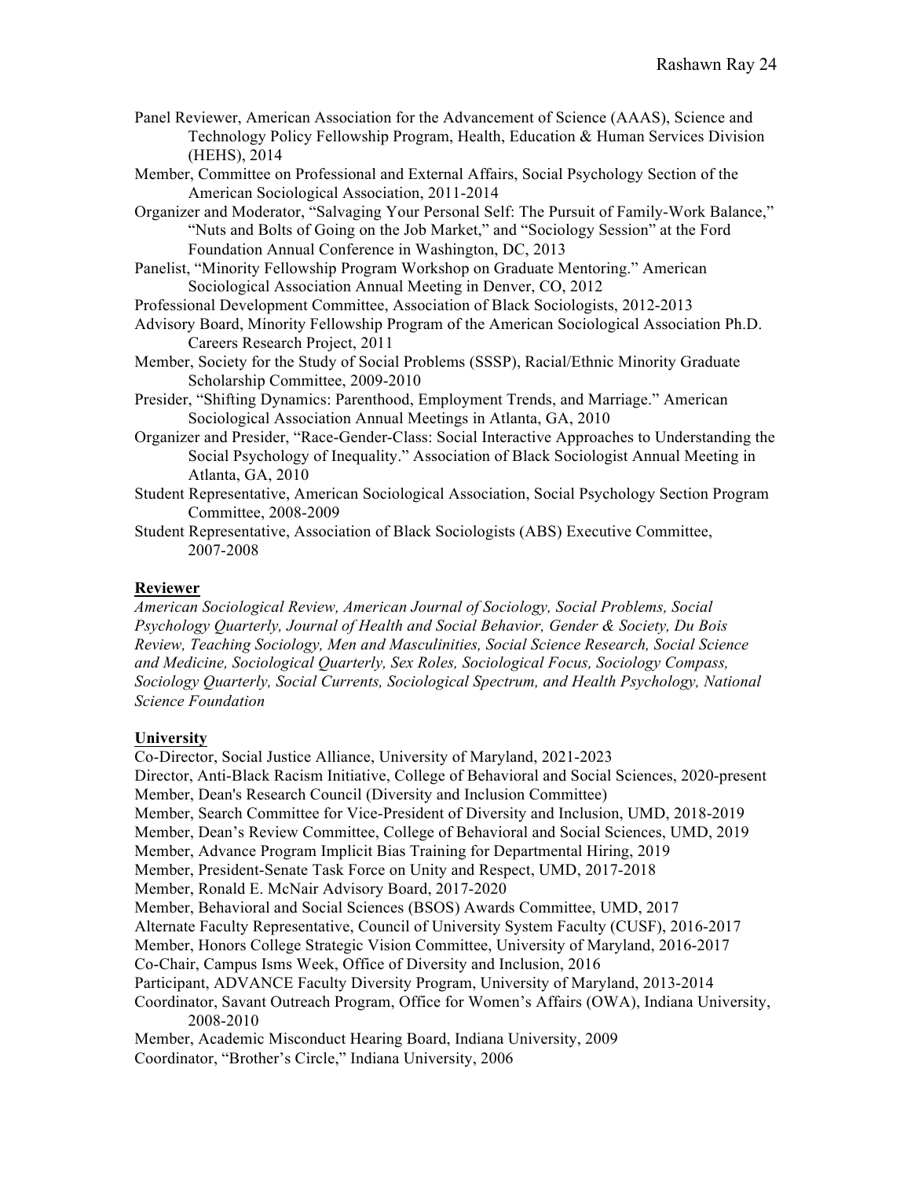Panel Reviewer, American Association for the Advancement of Science (AAAS), Science and Technology Policy Fellowship Program, Health, Education & Human Services Division (HEHS), 2014

Member, Committee on Professional and External Affairs, Social Psychology Section of the American Sociological Association, 2011-2014

Organizer and Moderator, "Salvaging Your Personal Self: The Pursuit of Family-Work Balance," "Nuts and Bolts of Going on the Job Market," and "Sociology Session" at the Ford Foundation Annual Conference in Washington, DC, 2013

Panelist, "Minority Fellowship Program Workshop on Graduate Mentoring." American Sociological Association Annual Meeting in Denver, CO, 2012

Professional Development Committee, Association of Black Sociologists, 2012-2013

Advisory Board, Minority Fellowship Program of the American Sociological Association Ph.D. Careers Research Project, 2011

Member, Society for the Study of Social Problems (SSSP), Racial/Ethnic Minority Graduate Scholarship Committee, 2009-2010

Presider, "Shifting Dynamics: Parenthood, Employment Trends, and Marriage." American Sociological Association Annual Meetings in Atlanta, GA, 2010

Organizer and Presider, "Race-Gender-Class: Social Interactive Approaches to Understanding the Social Psychology of Inequality." Association of Black Sociologist Annual Meeting in Atlanta, GA, 2010

Student Representative, American Sociological Association, Social Psychology Section Program Committee, 2008-2009

Student Representative, Association of Black Sociologists (ABS) Executive Committee, 2007-2008

**Reviewer**

*American Sociological Review, American Journal of Sociology, Social Problems, Social Psychology Quarterly, Journal of Health and Social Behavior, Gender & Society, Du Bois Review, Teaching Sociology, Men and Masculinities, Social Science Research, Social Science and Medicine, Sociological Quarterly, Sex Roles, Sociological Focus, Sociology Compass, Sociology Quarterly, Social Currents, Sociological Spectrum, and Health Psychology, National Science Foundation*

**University**

Co-Director, Social Justice Alliance, University of Maryland, 2021-2023

Director, Anti-Black Racism Initiative, College of Behavioral and Social Sciences, 2020-present

Member, Dean's Research Council (Diversity and Inclusion Committee)

Member, Search Committee for Vice-President of Diversity and Inclusion, UMD, 2018-2019

Member, Dean's Review Committee, College of Behavioral and Social Sciences, UMD, 2019

Member, Advance Program Implicit Bias Training for Departmental Hiring, 2019

Member, President-Senate Task Force on Unity and Respect, UMD, 2017-2018

Member, Ronald E. McNair Advisory Board, 2017-2020

Member, Behavioral and Social Sciences (BSOS) Awards Committee, UMD, 2017

Alternate Faculty Representative, Council of University System Faculty (CUSF), 2016-2017

Member, Honors College Strategic Vision Committee, University of Maryland, 2016-2017

Co-Chair, Campus Isms Week, Office of Diversity and Inclusion, 2016

Participant, ADVANCE Faculty Diversity Program, University of Maryland, 2013-2014

Coordinator, Savant Outreach Program, Office for Women's Affairs (OWA), Indiana University, 2008-2010

Member, Academic Misconduct Hearing Board, Indiana University, 2009

Coordinator, "Brother's Circle," Indiana University, 2006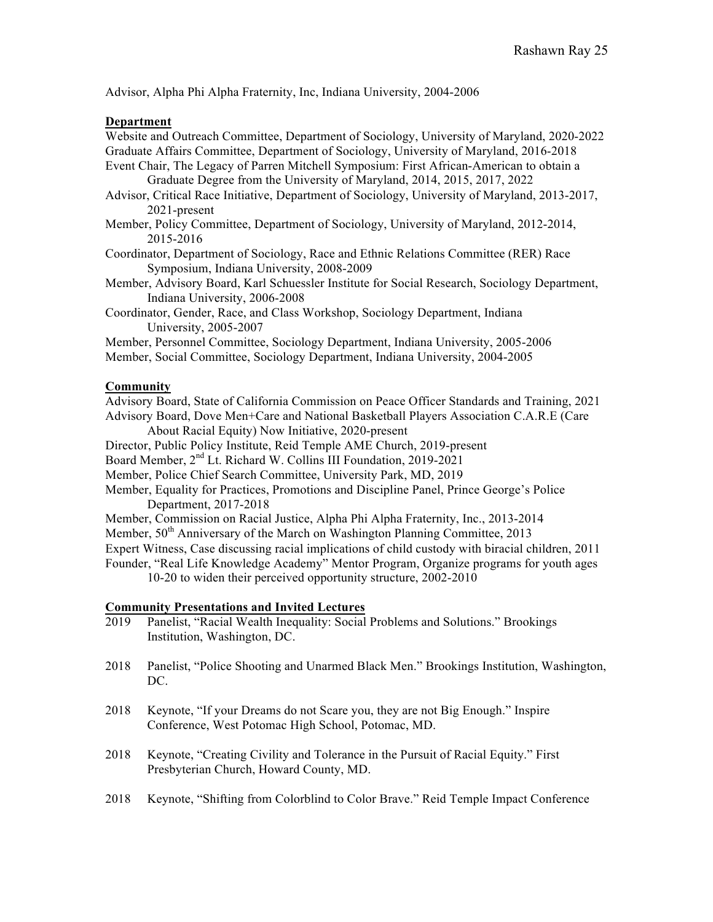Advisor, Alpha Phi Alpha Fraternity, Inc, Indiana University, 2004-2006

**Department**

Website and Outreach Committee, Department of Sociology, University of Maryland, 2020-2022

Graduate Affairs Committee, Department of Sociology, University of Maryland, 2016-2018

Event Chair, The Legacy of Parren Mitchell Symposium: First African-American to obtain a Graduate Degree from the University of Maryland, 2014, 2015, 2017, 2022

Advisor, Critical Race Initiative, Department of Sociology, University of Maryland, 2013-2017, 2021-present

Member, Policy Committee, Department of Sociology, University of Maryland, 2012-2014, 2015-2016

Coordinator, Department of Sociology, Race and Ethnic Relations Committee (RER) Race Symposium, Indiana University, 2008-2009

Member, Advisory Board, Karl Schuessler Institute for Social Research, Sociology Department, Indiana University, 2006-2008

Coordinator, Gender, Race, and Class Workshop, Sociology Department, Indiana University, 2005-2007

Member, Personnel Committee, Sociology Department, Indiana University, 2005-2006

Member, Social Committee, Sociology Department, Indiana University, 2004-2005

**Community**

Advisory Board, State of California Commission on Peace Officer Standards and Training, 2021

Advisory Board, Dove Men+Care and National Basketball Players Association C.A.R.E (Care About Racial Equity) Now Initiative, 2020-present

Director, Public Policy Institute, Reid Temple AME Church, 2019-present

Board Member, 2nd Lt. Richard W. Collins III Foundation, 2019-2021

Member, Police Chief Search Committee, University Park, MD, 2019

Member, Equality for Practices, Promotions and Discipline Panel, Prince George's Police Department, 2017-2018

Member, Commission on Racial Justice, Alpha Phi Alpha Fraternity, Inc., 2013-2014

Member, 50th Anniversary of the March on Washington Planning Committee, 2013

Expert Witness, Case discussing racial implications of child custody with biracial children, 2011

Founder, "Real Life Knowledge Academy" Mentor Program, Organize programs for youth ages 10-20 to widen their perceived opportunity structure, 2002-2010

**Community Presentations and Invited Lectures**

2019 Panelist, "Racial Wealth Inequality: Social Problems and Solutions." Brookings Institution, Washington, DC.

2018 Panelist, "Police Shooting and Unarmed Black Men." Brookings Institution, Washington, DC.

2018 Keynote, "If your Dreams do not Scare you, they are not Big Enough." Inspire Conference, West Potomac High School, Potomac, MD.

2018 Keynote, "Creating Civility and Tolerance in the Pursuit of Racial Equity." First Presbyterian Church, Howard County, MD.

2018 Keynote, "Shifting from Colorblind to Color Brave." Reid Temple Impact Conference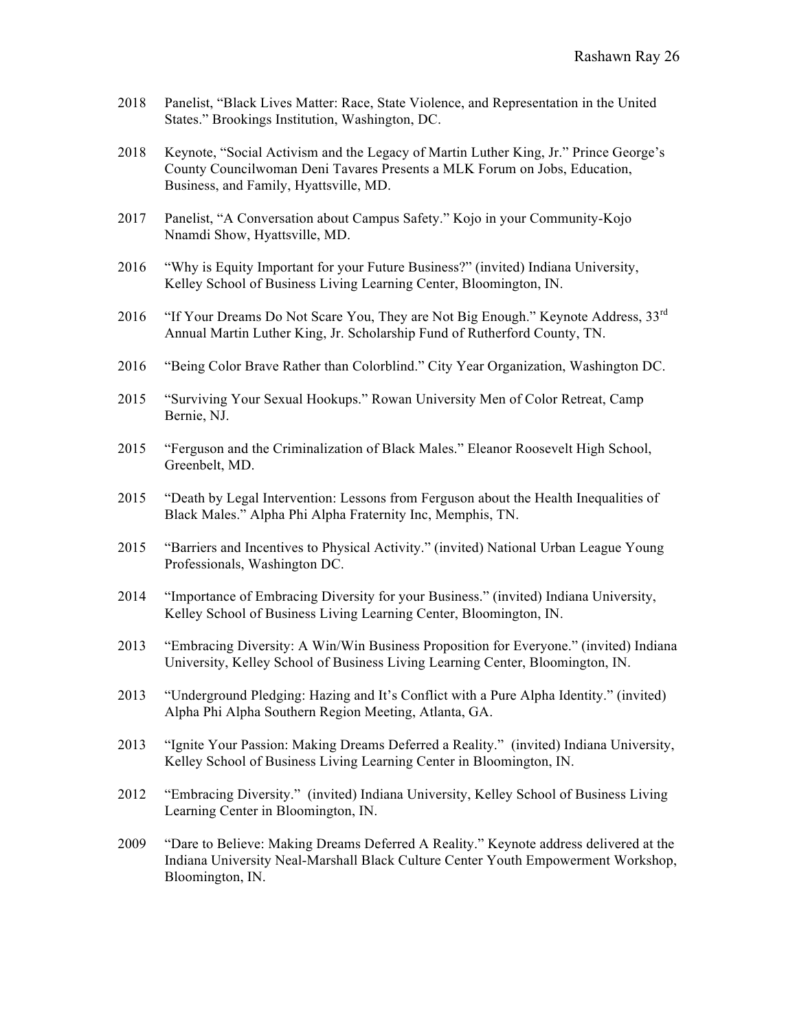2018 Panelist, "Black Lives Matter: Race, State Violence, and Representation in the United States." Brookings Institution, Washington, DC.

2018 Keynote, "Social Activism and the Legacy of Martin Luther King, Jr." Prince George's County Councilwoman Deni Tavares Presents a MLK Forum on Jobs, Education, Business, and Family, Hyattsville, MD.

2017 Panelist, "A Conversation about Campus Safety." Kojo in your Community-Kojo Nnamdi Show, Hyattsville, MD.

2016 "Why is Equity Important for your Future Business?" (invited) Indiana University, Kelley School of Business Living Learning Center, Bloomington, IN.

2016 "If Your Dreams Do Not Scare You, They are Not Big Enough." Keynote Address, 33rd Annual Martin Luther King, Jr. Scholarship Fund of Rutherford County, TN.

2016 "Being Color Brave Rather than Colorblind." City Year Organization, Washington DC.

2015 "Surviving Your Sexual Hookups." Rowan University Men of Color Retreat, Camp Bernie, NJ.

2015 "Ferguson and the Criminalization of Black Males." Eleanor Roosevelt High School, Greenbelt, MD.

2015 "Death by Legal Intervention: Lessons from Ferguson about the Health Inequalities of Black Males." Alpha Phi Alpha Fraternity Inc, Memphis, TN.

2015 "Barriers and Incentives to Physical Activity." (invited) National Urban League Young Professionals, Washington DC.

2014 "Importance of Embracing Diversity for your Business." (invited) Indiana University, Kelley School of Business Living Learning Center, Bloomington, IN.

2013 "Embracing Diversity: A Win/Win Business Proposition for Everyone." (invited) Indiana University, Kelley School of Business Living Learning Center, Bloomington, IN.

2013 "Underground Pledging: Hazing and It's Conflict with a Pure Alpha Identity." (invited) Alpha Phi Alpha Southern Region Meeting, Atlanta, GA.

2013 "Ignite Your Passion: Making Dreams Deferred a Reality." (invited) Indiana University, Kelley School of Business Living Learning Center in Bloomington, IN.

2012 "Embracing Diversity." (invited) Indiana University, Kelley School of Business Living Learning Center in Bloomington, IN.

2009 "Dare to Believe: Making Dreams Deferred A Reality." Keynote address delivered at the Indiana University Neal-Marshall Black Culture Center Youth Empowerment Workshop, Bloomington, IN.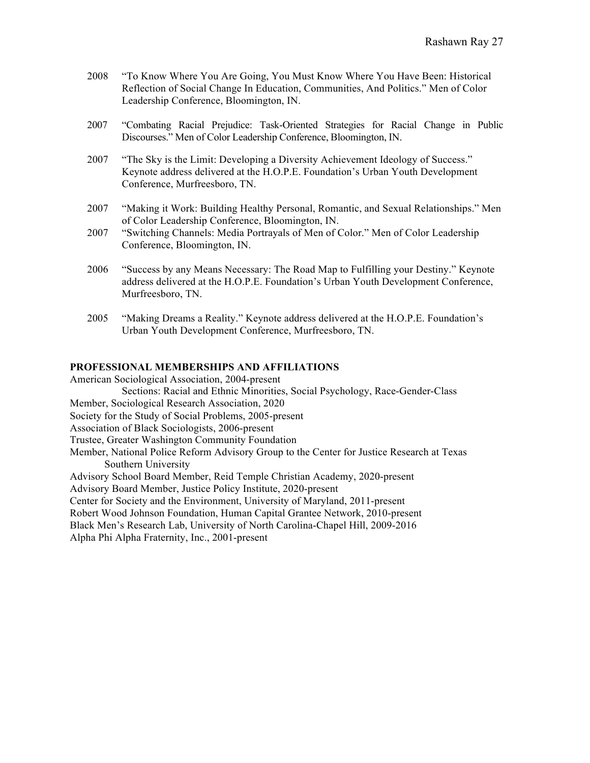2008 "To Know Where You Are Going, You Must Know Where You Have Been: Historical Reflection of Social Change In Education, Communities, And Politics." Men of Color Leadership Conference, Bloomington, IN.

2007 "Combating Racial Prejudice: Task-Oriented Strategies for Racial Change in Public Discourses." Men of Color Leadership Conference, Bloomington, IN.

2007 "The Sky is the Limit: Developing a Diversity Achievement Ideology of Success." Keynote address delivered at the H.O.P.E. Foundation's Urban Youth Development Conference, Murfreesboro, TN.

2007 "Making it Work: Building Healthy Personal, Romantic, and Sexual Relationships." Men of Color Leadership Conference, Bloomington, IN.

2007 "Switching Channels: Media Portrayals of Men of Color." Men of Color Leadership Conference, Bloomington, IN.

2006 "Success by any Means Necessary: The Road Map to Fulfilling your Destiny." Keynote address delivered at the H.O.P.E. Foundation's Urban Youth Development Conference, Murfreesboro, TN.

2005 "Making Dreams a Reality." Keynote address delivered at the H.O.P.E. Foundation's Urban Youth Development Conference, Murfreesboro, TN.

**PROFESSIONAL MEMBERSHIPS AND AFFILIATIONS**

American Sociological Association, 2004-present
    Sections: Racial and Ethnic Minorities, Social Psychology, Race-Gender-Class
Member, Sociological Research Association, 2020
Society for the Study of Social Problems, 2005-present
Association of Black Sociologists, 2006-present
Trustee, Greater Washington Community Foundation
Member, National Police Reform Advisory Group to the Center for Justice Research at Texas Southern University
Advisory School Board Member, Reid Temple Christian Academy, 2020-present
Advisory Board Member, Justice Policy Institute, 2020-present
Center for Society and the Environment, University of Maryland, 2011-present
Robert Wood Johnson Foundation, Human Capital Grantee Network, 2010-present
Black Men's Research Lab, University of North Carolina-Chapel Hill, 2009-2016
Alpha Phi Alpha Fraternity, Inc., 2001-present